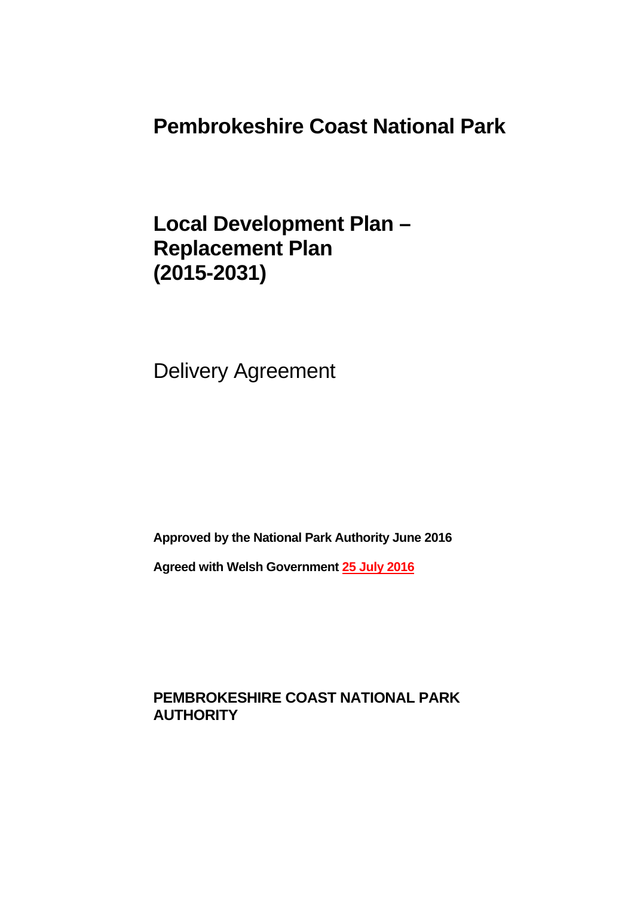# Pembrokeshire Coast National Park

## Local Development Plan – Replacement Plan (2015-2031)

Delivery Agreement

**Approved by the National Park Authority June 2016**

**Agreed with Welsh Government 25 July 2016**

**PEMBROKESHIRE COAST NATIONAL PARK AUTHORITY**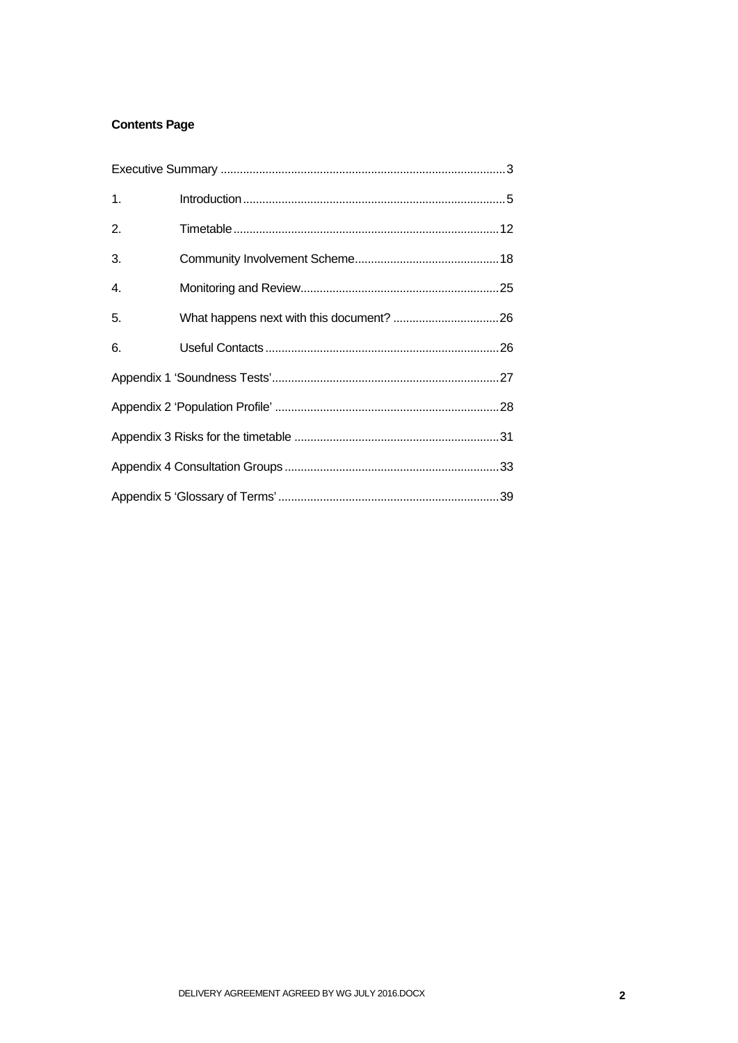**Contents Page**

| | |
|---|---|
| Executive Summary | 3 |
| 1. Introduction | 5 |
| 2. Timetable | 12 |
| 3. Community Involvement Scheme | 18 |
| 4. Monitoring and Review | 25 |
| 5. What happens next with this document? | 26 |
| 6. Useful Contacts | 26 |
| Appendix 1 'Soundness Tests' | 27 |
| Appendix 2 'Population Profile' | 28 |
| Appendix 3 Risks for the timetable | 31 |
| Appendix 4 Consultation Groups | 33 |
| Appendix 5 'Glossary of Terms' | 39 |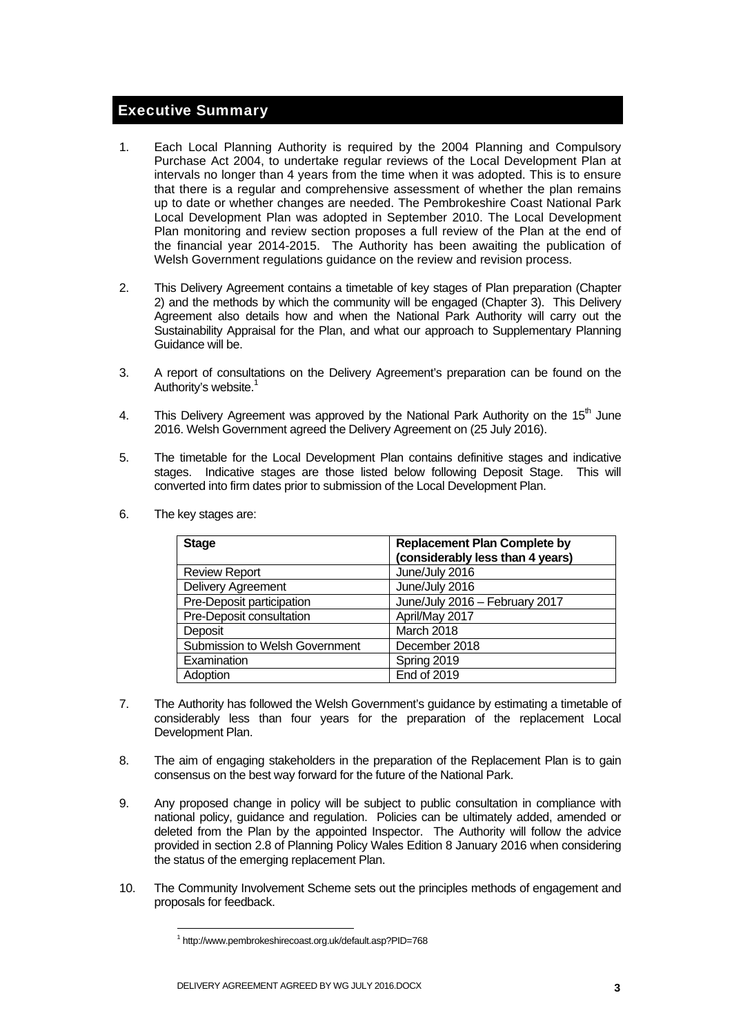## Executive Summary

1. Each Local Planning Authority is required by the 2004 Planning and Compulsory Purchase Act 2004, to undertake regular reviews of the Local Development Plan at intervals no longer than 4 years from the time when it was adopted. This is to ensure that there is a regular and comprehensive assessment of whether the plan remains up to date or whether changes are needed. The Pembrokeshire Coast National Park Local Development Plan was adopted in September 2010. The Local Development Plan monitoring and review section proposes a full review of the Plan at the end of the financial year 2014-2015. The Authority has been awaiting the publication of Welsh Government regulations guidance on the review and revision process.

2. This Delivery Agreement contains a timetable of key stages of Plan preparation (Chapter 2) and the methods by which the community will be engaged (Chapter 3). This Delivery Agreement also details how and when the National Park Authority will carry out the Sustainability Appraisal for the Plan, and what our approach to Supplementary Planning Guidance will be.

3. A report of consultations on the Delivery Agreement's preparation can be found on the Authority's website.[1]

4. This Delivery Agreement was approved by the National Park Authority on the 15th June 2016. Welsh Government agreed the Delivery Agreement on (25 July 2016).

5. The timetable for the Local Development Plan contains definitive stages and indicative stages. Indicative stages are those listed below following Deposit Stage. This will converted into firm dates prior to submission of the Local Development Plan.

6. The key stages are:

| Stage | Replacement Plan Complete by (considerably less than 4 years) |
|---|---|
| Review Report | June/July 2016 |
| Delivery Agreement | June/July 2016 |
| Pre-Deposit participation | June/July 2016 – February 2017 |
| Pre-Deposit consultation | April/May 2017 |
| Deposit | March 2018 |
| Submission to Welsh Government | December 2018 |
| Examination | Spring 2019 |
| Adoption | End of 2019 |

7. The Authority has followed the Welsh Government's guidance by estimating a timetable of considerably less than four years for the preparation of the replacement Local Development Plan.

8. The aim of engaging stakeholders in the preparation of the Replacement Plan is to gain consensus on the best way forward for the future of the National Park.

9. Any proposed change in policy will be subject to public consultation in compliance with national policy, guidance and regulation. Policies can be ultimately added, amended or deleted from the Plan by the appointed Inspector. The Authority will follow the advice provided in section 2.8 of Planning Policy Wales Edition 8 January 2016 when considering the status of the emerging replacement Plan.

10. The Community Involvement Scheme sets out the principles methods of engagement and proposals for feedback.

[1] http://www.pembrokeshirecoast.org.uk/default.asp?PID=768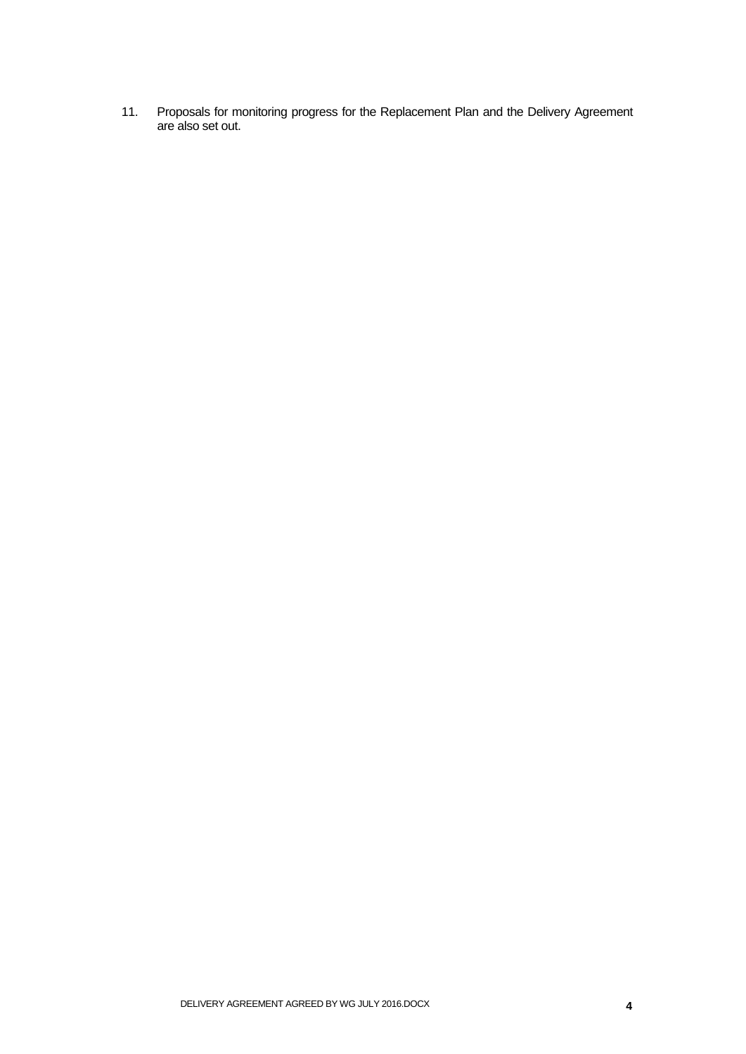11. Proposals for monitoring progress for the Replacement Plan and the Delivery Agreement are also set out.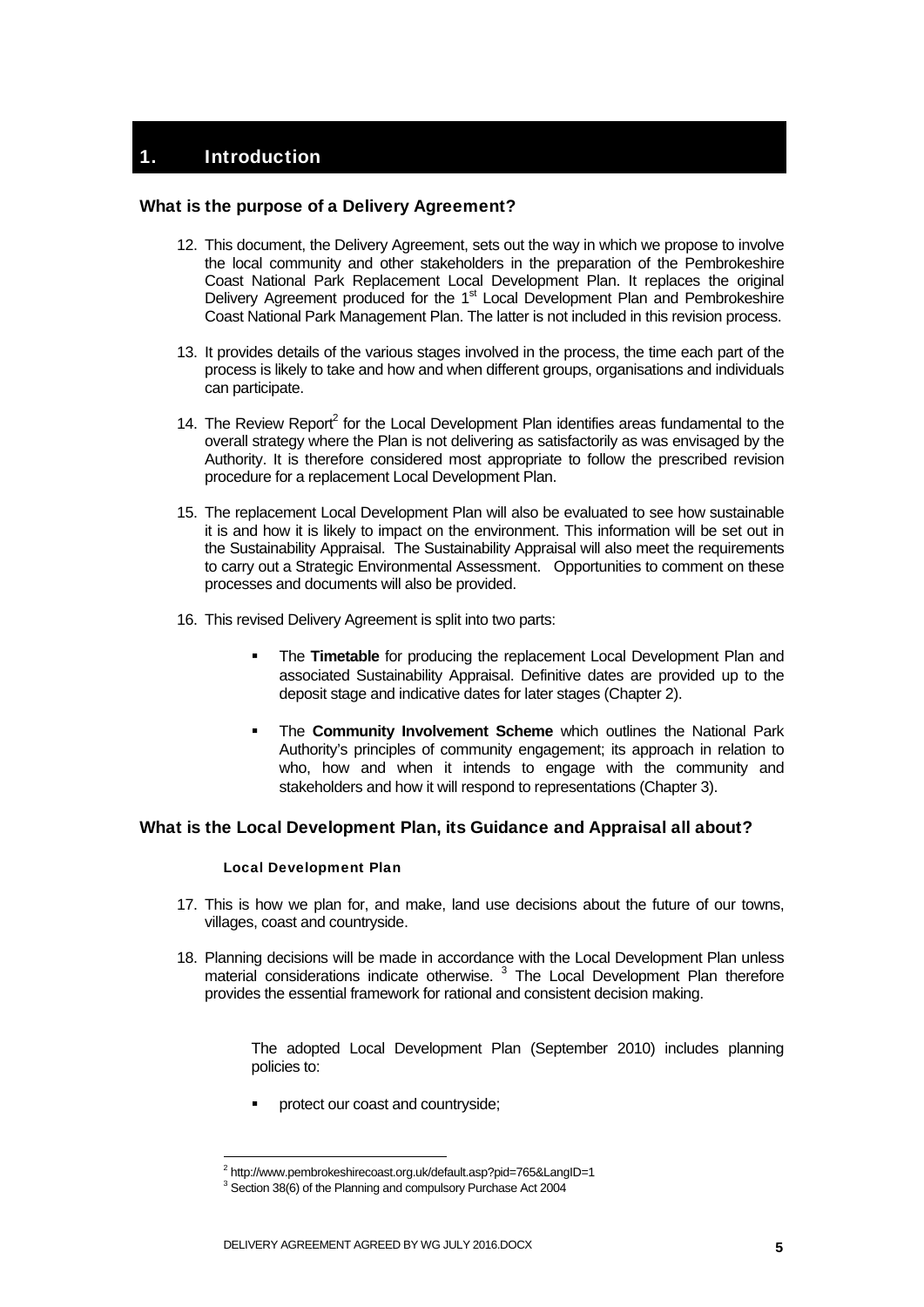# 1. Introduction

## What is the purpose of a Delivery Agreement?

12. This document, the Delivery Agreement, sets out the way in which we propose to involve the local community and other stakeholders in the preparation of the Pembrokeshire Coast National Park Replacement Local Development Plan. It replaces the original Delivery Agreement produced for the 1st Local Development Plan and Pembrokeshire Coast National Park Management Plan. The latter is not included in this revision process.

13. It provides details of the various stages involved in the process, the time each part of the process is likely to take and how and when different groups, organisations and individuals can participate.

14. The Review Report[2] for the Local Development Plan identifies areas fundamental to the overall strategy where the Plan is not delivering as satisfactorily as was envisaged by the Authority. It is therefore considered most appropriate to follow the prescribed revision procedure for a replacement Local Development Plan.

15. The replacement Local Development Plan will also be evaluated to see how sustainable it is and how it is likely to impact on the environment. This information will be set out in the Sustainability Appraisal. The Sustainability Appraisal will also meet the requirements to carry out a Strategic Environmental Assessment. Opportunities to comment on these processes and documents will also be provided.

16. This revised Delivery Agreement is split into two parts:

    - The **Timetable** for producing the replacement Local Development Plan and associated Sustainability Appraisal. Definitive dates are provided up to the deposit stage and indicative dates for later stages (Chapter 2).
    - The **Community Involvement Scheme** which outlines the National Park Authority's principles of community engagement; its approach in relation to who, how and when it intends to engage with the community and stakeholders and how it will respond to representations (Chapter 3).

## What is the Local Development Plan, its Guidance and Appraisal all about?

### Local Development Plan

17. This is how we plan for, and make, land use decisions about the future of our towns, villages, coast and countryside.

18. Planning decisions will be made in accordance with the Local Development Plan unless material considerations indicate otherwise.[3] The Local Development Plan therefore provides the essential framework for rational and consistent decision making.

    The adopted Local Development Plan (September 2010) includes planning policies to:

    - protect our coast and countryside;

[2] http://www.pembrokeshirecoast.org.uk/default.asp?pid=765&LangID=1

[3] Section 38(6) of the Planning and compulsory Purchase Act 2004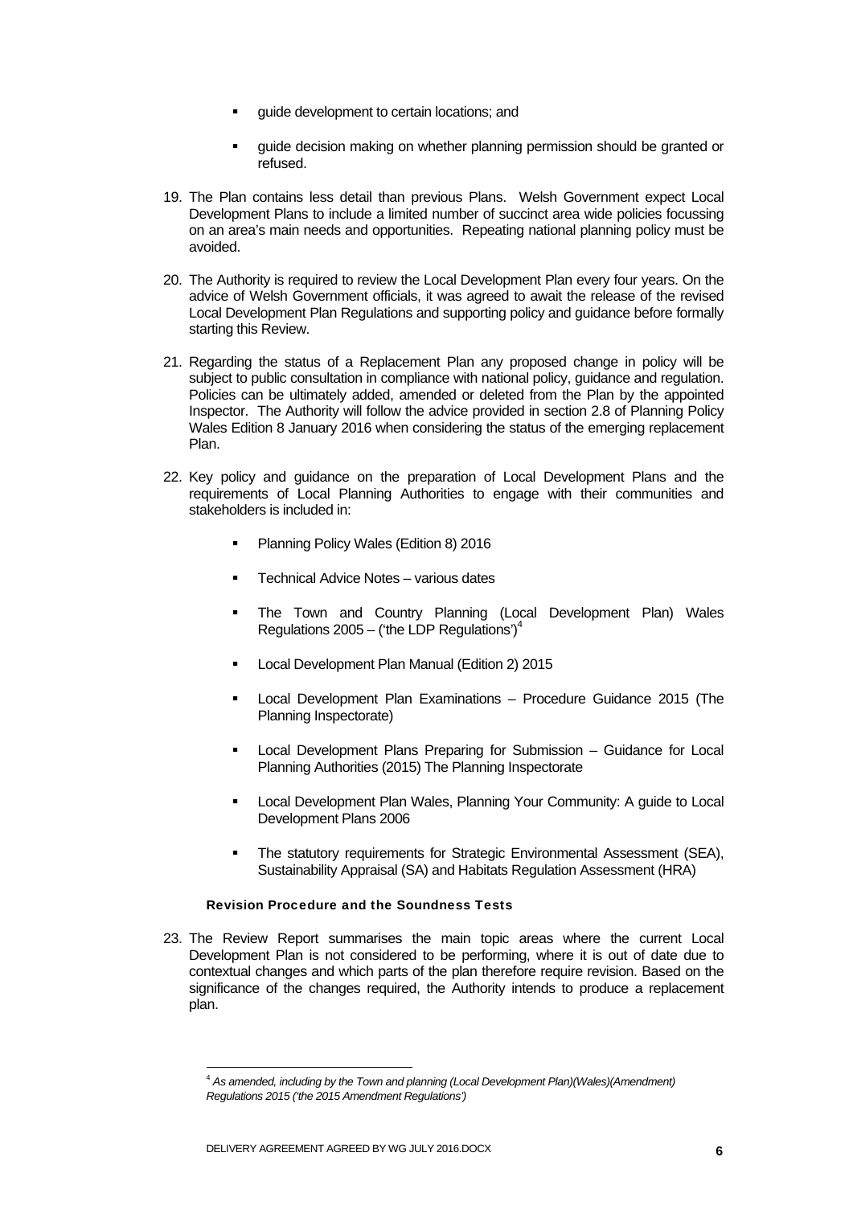- guide development to certain locations; and
- guide decision making on whether planning permission should be granted or refused.

19. The Plan contains less detail than previous Plans. Welsh Government expect Local Development Plans to include a limited number of succinct area wide policies focussing on an area's main needs and opportunities. Repeating national planning policy must be avoided.

20. The Authority is required to review the Local Development Plan every four years. On the advice of Welsh Government officials, it was agreed to await the release of the revised Local Development Plan Regulations and supporting policy and guidance before formally starting this Review.

21. Regarding the status of a Replacement Plan any proposed change in policy will be subject to public consultation in compliance with national policy, guidance and regulation. Policies can be ultimately added, amended or deleted from the Plan by the appointed Inspector. The Authority will follow the advice provided in section 2.8 of Planning Policy Wales Edition 8 January 2016 when considering the status of the emerging replacement Plan.

22. Key policy and guidance on the preparation of Local Development Plans and the requirements of Local Planning Authorities to engage with their communities and stakeholders is included in:

    - Planning Policy Wales (Edition 8) 2016
    - Technical Advice Notes – various dates
    - The Town and Country Planning (Local Development Plan) Wales Regulations 2005 – ('the LDP Regulations')[4]
    - Local Development Plan Manual (Edition 2) 2015
    - Local Development Plan Examinations – Procedure Guidance 2015 (The Planning Inspectorate)
    - Local Development Plans Preparing for Submission – Guidance for Local Planning Authorities (2015) The Planning Inspectorate
    - Local Development Plan Wales, Planning Your Community: A guide to Local Development Plans 2006
    - The statutory requirements for Strategic Environmental Assessment (SEA), Sustainability Appraisal (SA) and Habitats Regulation Assessment (HRA)

### Revision Procedure and the Soundness Tests

23. The Review Report summarises the main topic areas where the current Local Development Plan is not considered to be performing, where it is out of date due to contextual changes and which parts of the plan therefore require revision. Based on the significance of the changes required, the Authority intends to produce a replacement plan.

---

[4] *As amended, including by the Town and planning (Local Development Plan)(Wales)(Amendment) Regulations 2015 ('the 2015 Amendment Regulations')*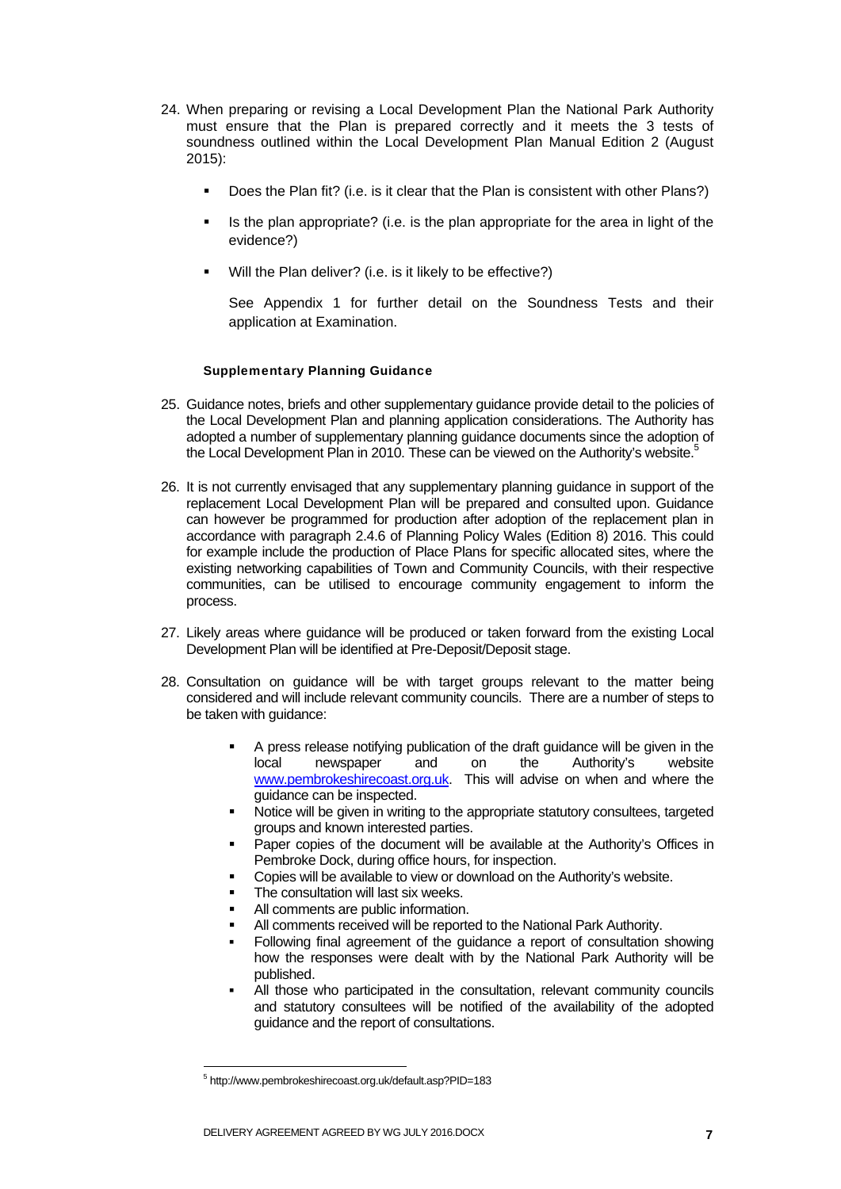24. When preparing or revising a Local Development Plan the National Park Authority must ensure that the Plan is prepared correctly and it meets the 3 tests of soundness outlined within the Local Development Plan Manual Edition 2 (August 2015):

    - Does the Plan fit? (i.e. is it clear that the Plan is consistent with other Plans?)
    - Is the plan appropriate? (i.e. is the plan appropriate for the area in light of the evidence?)
    - Will the Plan deliver? (i.e. is it likely to be effective?)

    See Appendix 1 for further detail on the Soundness Tests and their application at Examination.

#### Supplementary Planning Guidance

25. Guidance notes, briefs and other supplementary guidance provide detail to the policies of the Local Development Plan and planning application considerations. The Authority has adopted a number of supplementary planning guidance documents since the adoption of the Local Development Plan in 2010. These can be viewed on the Authority's website.[5]

26. It is not currently envisaged that any supplementary planning guidance in support of the replacement Local Development Plan will be prepared and consulted upon. Guidance can however be programmed for production after adoption of the replacement plan in accordance with paragraph 2.4.6 of Planning Policy Wales (Edition 8) 2016. This could for example include the production of Place Plans for specific allocated sites, where the existing networking capabilities of Town and Community Councils, with their respective communities, can be utilised to encourage community engagement to inform the process.

27. Likely areas where guidance will be produced or taken forward from the existing Local Development Plan will be identified at Pre-Deposit/Deposit stage.

28. Consultation on guidance will be with target groups relevant to the matter being considered and will include relevant community councils. There are a number of steps to be taken with guidance:

    - A press release notifying publication of the draft guidance will be given in the local newspaper and on the Authority's website www.pembrokeshirecoast.org.uk. This will advise on when and where the guidance can be inspected.
    - Notice will be given in writing to the appropriate statutory consultees, targeted groups and known interested parties.
    - Paper copies of the document will be available at the Authority's Offices in Pembroke Dock, during office hours, for inspection.
    - Copies will be available to view or download on the Authority's website.
    - The consultation will last six weeks.
    - All comments are public information.
    - All comments received will be reported to the National Park Authority.
    - Following final agreement of the guidance a report of consultation showing how the responses were dealt with by the National Park Authority will be published.
    - All those who participated in the consultation, relevant community councils and statutory consultees will be notified of the availability of the adopted guidance and the report of consultations.

---

[5] http://www.pembrokeshirecoast.org.uk/default.asp?PID=183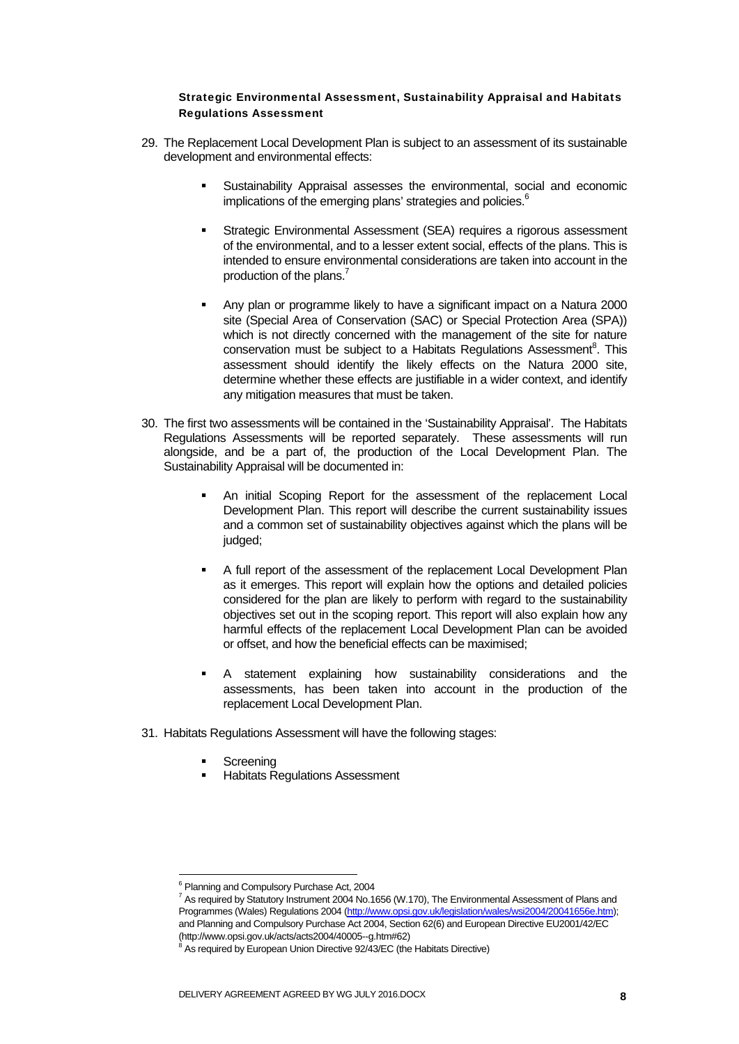### Strategic Environmental Assessment, Sustainability Appraisal and Habitats Regulations Assessment

29. The Replacement Local Development Plan is subject to an assessment of its sustainable development and environmental effects:

    - Sustainability Appraisal assesses the environmental, social and economic implications of the emerging plans' strategies and policies.[6]

    - Strategic Environmental Assessment (SEA) requires a rigorous assessment of the environmental, and to a lesser extent social, effects of the plans. This is intended to ensure environmental considerations are taken into account in the production of the plans.[7]

    - Any plan or programme likely to have a significant impact on a Natura 2000 site (Special Area of Conservation (SAC) or Special Protection Area (SPA)) which is not directly concerned with the management of the site for nature conservation must be subject to a Habitats Regulations Assessment[8]. This assessment should identify the likely effects on the Natura 2000 site, determine whether these effects are justifiable in a wider context, and identify any mitigation measures that must be taken.

30. The first two assessments will be contained in the 'Sustainability Appraisal'. The Habitats Regulations Assessments will be reported separately. These assessments will run alongside, and be a part of, the production of the Local Development Plan. The Sustainability Appraisal will be documented in:

    - An initial Scoping Report for the assessment of the replacement Local Development Plan. This report will describe the current sustainability issues and a common set of sustainability objectives against which the plans will be judged;

    - A full report of the assessment of the replacement Local Development Plan as it emerges. This report will explain how the options and detailed policies considered for the plan are likely to perform with regard to the sustainability objectives set out in the scoping report. This report will also explain how any harmful effects of the replacement Local Development Plan can be avoided or offset, and how the beneficial effects can be maximised;

    - A statement explaining how sustainability considerations and the assessments, has been taken into account in the production of the replacement Local Development Plan.

31. Habitats Regulations Assessment will have the following stages:

    - Screening
    - Habitats Regulations Assessment

---

[6] Planning and Compulsory Purchase Act, 2004

[7] As required by Statutory Instrument 2004 No.1656 (W.170), The Environmental Assessment of Plans and Programmes (Wales) Regulations 2004 (http://www.opsi.gov.uk/legislation/wales/wsi2004/20041656e.htm); and Planning and Compulsory Purchase Act 2004, Section 62(6) and European Directive EU2001/42/EC (http://www.opsi.gov.uk/acts/acts2004/40005--g.htm#62)

[8] As required by European Union Directive 92/43/EC (the Habitats Directive)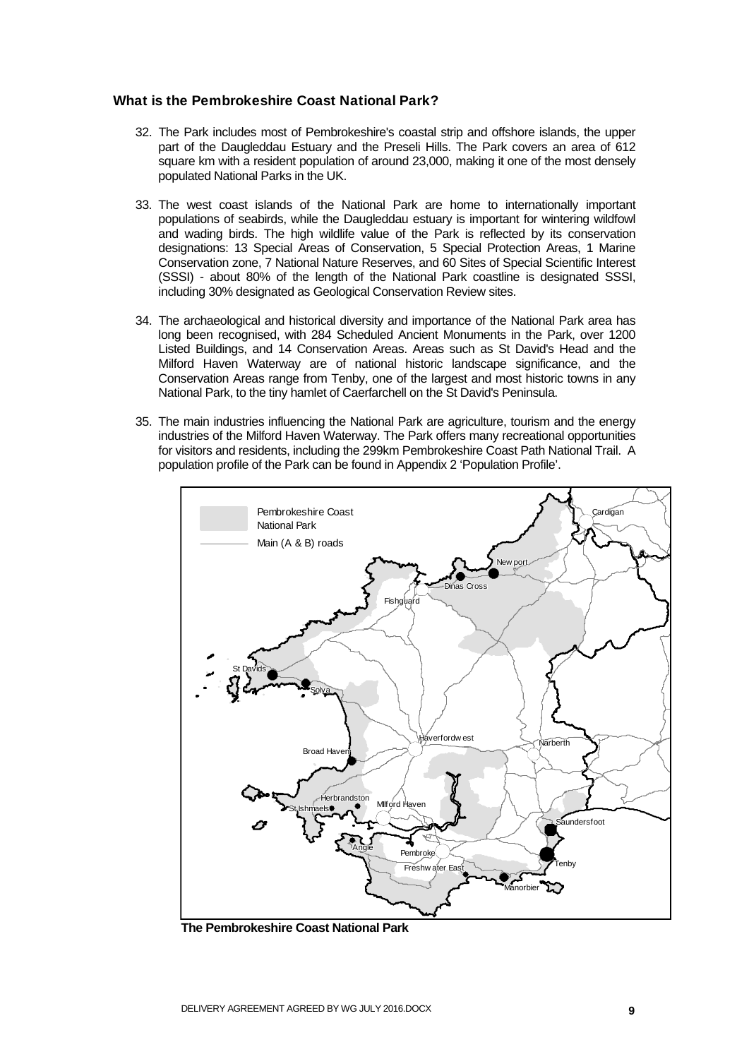### What is the Pembrokeshire Coast National Park?

32. The Park includes most of Pembrokeshire's coastal strip and offshore islands, the upper part of the Daugleddau Estuary and the Preseli Hills. The Park covers an area of 612 square km with a resident population of around 23,000, making it one of the most densely populated National Parks in the UK.

33. The west coast islands of the National Park are home to internationally important populations of seabirds, while the Daugleddau estuary is important for wintering wildfowl and wading birds. The high wildlife value of the Park is reflected by its conservation designations: 13 Special Areas of Conservation, 5 Special Protection Areas, 1 Marine Conservation zone, 7 National Nature Reserves, and 60 Sites of Special Scientific Interest (SSSI) - about 80% of the length of the National Park coastline is designated SSSI, including 30% designated as Geological Conservation Review sites.

34. The archaeological and historical diversity and importance of the National Park area has long been recognised, with 284 Scheduled Ancient Monuments in the Park, over 1200 Listed Buildings, and 14 Conservation Areas. Areas such as St David's Head and the Milford Haven Waterway are of national historic landscape significance, and the Conservation Areas range from Tenby, one of the largest and most historic towns in any National Park, to the tiny hamlet of Caerfarchell on the St David's Peninsula.

35. The main industries influencing the National Park are agriculture, tourism and the energy industries of the Milford Haven Waterway. The Park offers many recreational opportunities for visitors and residents, including the 299km Pembrokeshire Coast Path National Trail. A population profile of the Park can be found in Appendix 2 'Population Profile'.

**The Pembrokeshire Coast National Park**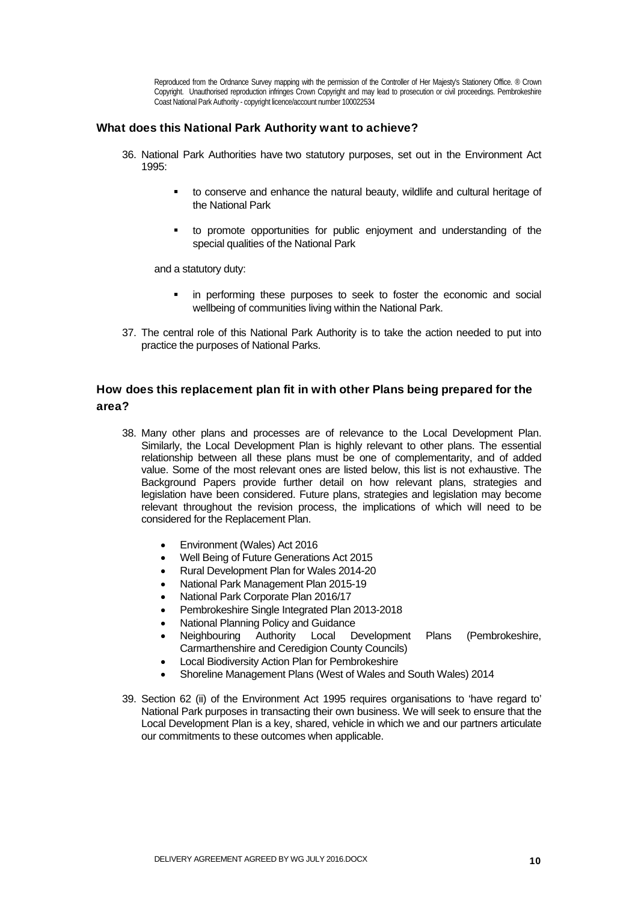Reproduced from the Ordnance Survey mapping with the permission of the Controller of Her Majesty's Stationery Office. ® Crown Copyright. Unauthorised reproduction infringes Crown Copyright and may lead to prosecution or civil proceedings. Pembrokeshire Coast National Park Authority - copyright licence/account number 100022534

### What does this National Park Authority want to achieve?

36. National Park Authorities have two statutory purposes, set out in the Environment Act 1995:

    - to conserve and enhance the natural beauty, wildlife and cultural heritage of the National Park
    - to promote opportunities for public enjoyment and understanding of the special qualities of the National Park

    and a statutory duty:

    - in performing these purposes to seek to foster the economic and social wellbeing of communities living within the National Park.

37. The central role of this National Park Authority is to take the action needed to put into practice the purposes of National Parks.

### How does this replacement plan fit in with other Plans being prepared for the area?

38. Many other plans and processes are of relevance to the Local Development Plan. Similarly, the Local Development Plan is highly relevant to other plans. The essential relationship between all these plans must be one of complementarity, and of added value. Some of the most relevant ones are listed below, this list is not exhaustive. The Background Papers provide further detail on how relevant plans, strategies and legislation have been considered. Future plans, strategies and legislation may become relevant throughout the revision process, the implications of which will need to be considered for the Replacement Plan.

    - Environment (Wales) Act 2016
    - Well Being of Future Generations Act 2015
    - Rural Development Plan for Wales 2014-20
    - National Park Management Plan 2015-19
    - National Park Corporate Plan 2016/17
    - Pembrokeshire Single Integrated Plan 2013-2018
    - National Planning Policy and Guidance
    - Neighbouring Authority Local Development Plans (Pembrokeshire, Carmarthenshire and Ceredigion County Councils)
    - Local Biodiversity Action Plan for Pembrokeshire
    - Shoreline Management Plans (West of Wales and South Wales) 2014

39. Section 62 (ii) of the Environment Act 1995 requires organisations to 'have regard to' National Park purposes in transacting their own business. We will seek to ensure that the Local Development Plan is a key, shared, vehicle in which we and our partners articulate our commitments to these outcomes when applicable.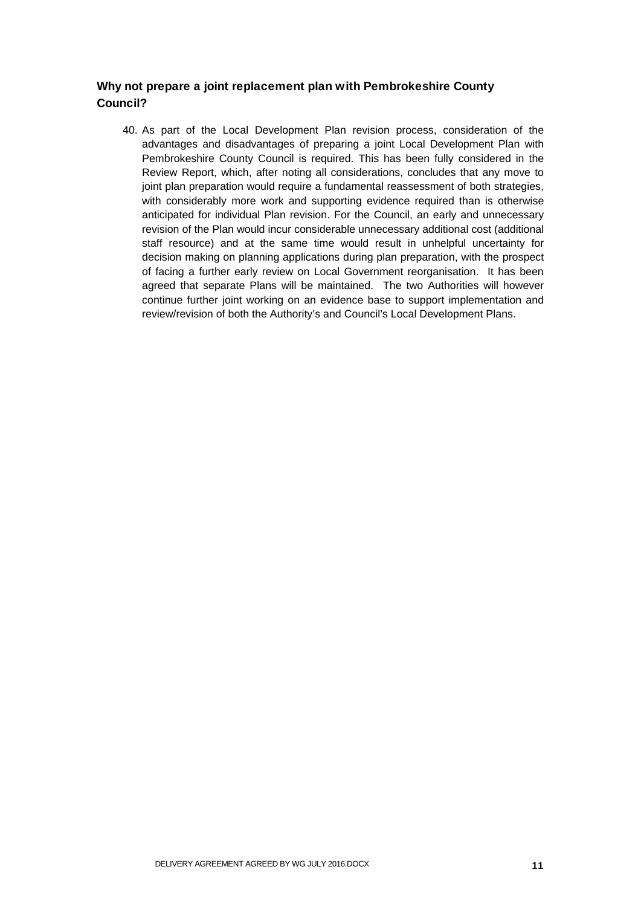### Why not prepare a joint replacement plan with Pembrokeshire County Council?

40. As part of the Local Development Plan revision process, consideration of the advantages and disadvantages of preparing a joint Local Development Plan with Pembrokeshire County Council is required. This has been fully considered in the Review Report, which, after noting all considerations, concludes that any move to joint plan preparation would require a fundamental reassessment of both strategies, with considerably more work and supporting evidence required than is otherwise anticipated for individual Plan revision. For the Council, an early and unnecessary revision of the Plan would incur considerable unnecessary additional cost (additional staff resource) and at the same time would result in unhelpful uncertainty for decision making on planning applications during plan preparation, with the prospect of facing a further early review on Local Government reorganisation. It has been agreed that separate Plans will be maintained. The two Authorities will however continue further joint working on an evidence base to support implementation and review/revision of both the Authority's and Council's Local Development Plans.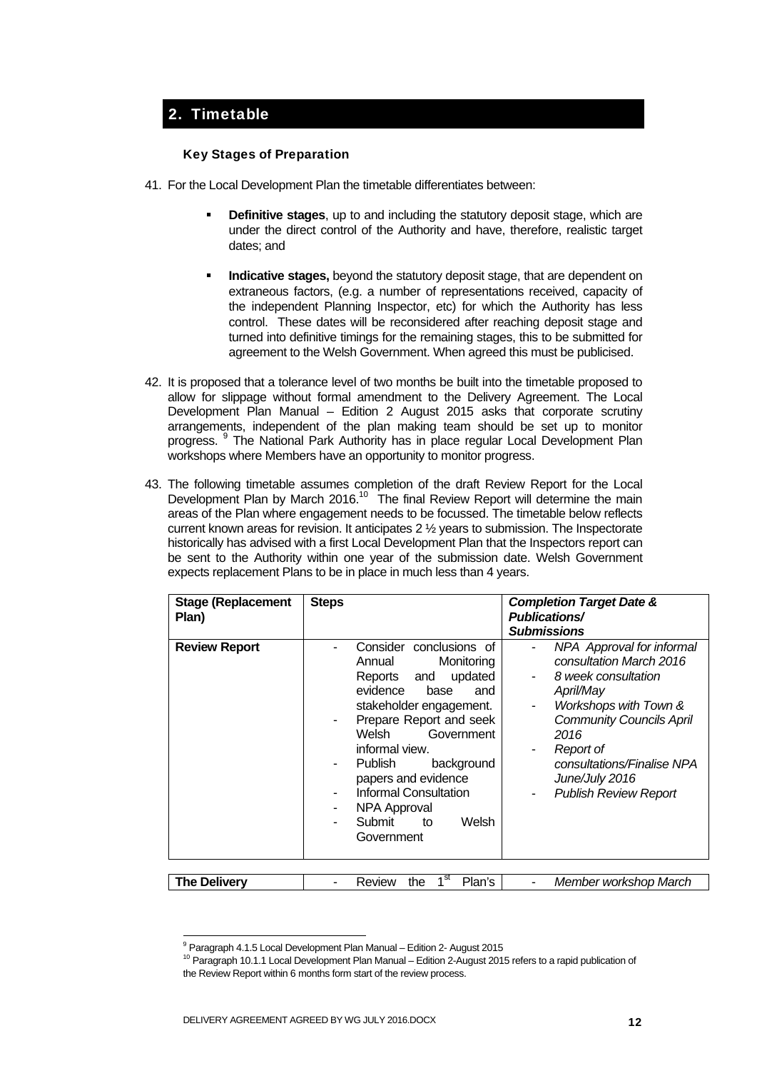## 2. Timetable

### Key Stages of Preparation

41. For the Local Development Plan the timetable differentiates between:

    - **Definitive stages**, up to and including the statutory deposit stage, which are under the direct control of the Authority and have, therefore, realistic target dates; and

    - **Indicative stages,** beyond the statutory deposit stage, that are dependent on extraneous factors, (e.g. a number of representations received, capacity of the independent Planning Inspector, etc) for which the Authority has less control. These dates will be reconsidered after reaching deposit stage and turned into definitive timings for the remaining stages, this to be submitted for agreement to the Welsh Government. When agreed this must be publicised.

42. It is proposed that a tolerance level of two months be built into the timetable proposed to allow for slippage without formal amendment to the Delivery Agreement. The Local Development Plan Manual – Edition 2 August 2015 asks that corporate scrutiny arrangements, independent of the plan making team should be set up to monitor progress. [9] The National Park Authority has in place regular Local Development Plan workshops where Members have an opportunity to monitor progress.

43. The following timetable assumes completion of the draft Review Report for the Local Development Plan by March 2016.[10] The final Review Report will determine the main areas of the Plan where engagement needs to be focussed. The timetable below reflects current known areas for revision. It anticipates 2 ½ years to submission. The Inspectorate historically has advised with a first Local Development Plan that the Inspectors report can be sent to the Authority within one year of the submission date. Welsh Government expects replacement Plans to be in place in much less than 4 years.

| **Stage (Replacement Plan)** | **Steps** | ***Completion Target Date & Publications/ Submissions*** |
|---|---|---|
| **Review Report** | - Consider conclusions of Annual Monitoring Reports and updated evidence base and stakeholder engagement.<br>- Prepare Report and seek Welsh Government informal view.<br>- Publish background papers and evidence<br>- Informal Consultation<br>- NPA Approval<br>- Submit to Welsh Government | - *NPA Approval for informal consultation March 2016*<br>- *8 week consultation April/May*<br>- *Workshops with Town & Community Councils April 2016*<br>- *Report of consultations/Finalise NPA June/July 2016*<br>- *Publish Review Report* |
| **The Delivery** | - Review the 1st Plan's | - *Member workshop March* |

[9] Paragraph 4.1.5 Local Development Plan Manual – Edition 2- August 2015

[10] Paragraph 10.1.1 Local Development Plan Manual – Edition 2-August 2015 refers to a rapid publication of the Review Report within 6 months form start of the review process.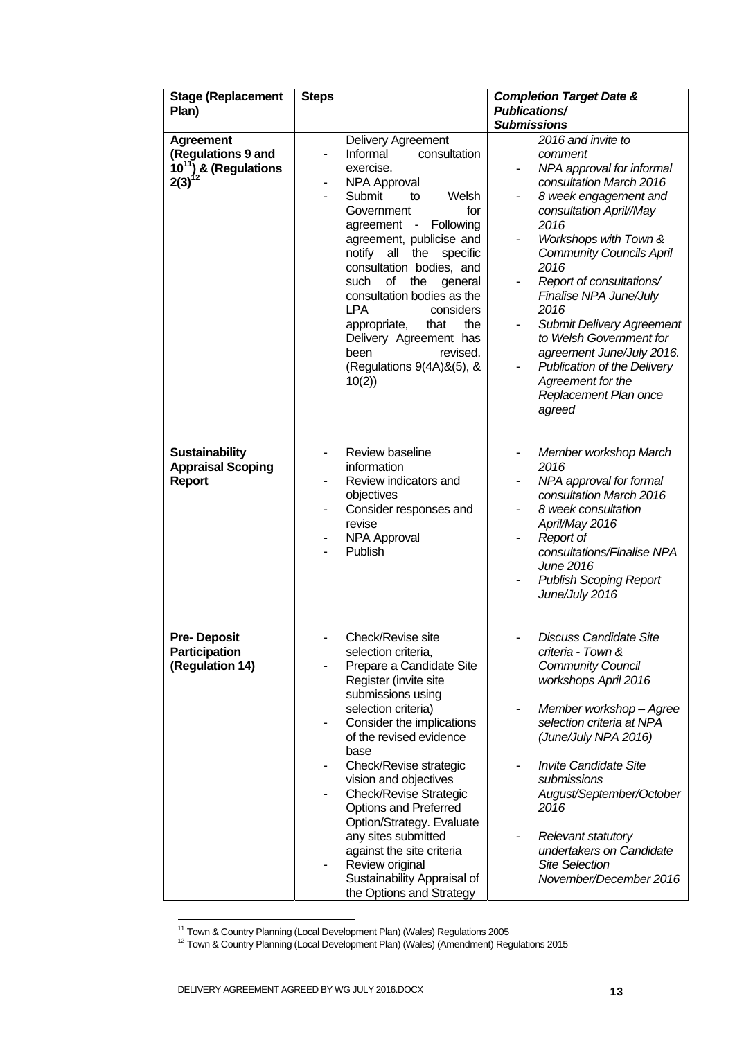| Stage (Replacement Plan) | Steps | *Completion Target Date & Publications/ Submissions* |
|---|---|---|
| **Agreement (Regulations 9 and 10[11]) & (Regulations 2(3)[12]** | Delivery Agreement<br>- Informal consultation exercise.<br>- NPA Approval<br>- Submit to Welsh Government for agreement - Following agreement, publicise and notify all the specific consultation bodies, and such of the general consultation bodies as the LPA considers appropriate, that the Delivery Agreement has been revised. (Regulations 9(4A)&(5), & 10(2)) | *2016 and invite to comment*<br>- *NPA approval for informal consultation March 2016*<br>- *8 week engagement and consultation April//May 2016*<br>- *Workshops with Town & Community Councils April 2016*<br>- *Report of consultations/ Finalise NPA June/July 2016*<br>- *Submit Delivery Agreement to Welsh Government for agreement June/July 2016.*<br>- *Publication of the Delivery Agreement for the Replacement Plan once agreed* |
| **Sustainability Appraisal Scoping Report** | - Review baseline information<br>- Review indicators and objectives<br>- Consider responses and revise<br>- NPA Approval<br>- Publish | - *Member workshop March 2016*<br>- *NPA approval for formal consultation March 2016*<br>- *8 week consultation April/May 2016*<br>- *Report of consultations/Finalise NPA June 2016*<br>- *Publish Scoping Report June/July 2016* |
| **Pre- Deposit Participation (Regulation 14)** | - Check/Revise site selection criteria,<br>- Prepare a Candidate Site Register (invite site submissions using selection criteria)<br>- Consider the implications of the revised evidence base<br>- Check/Revise strategic vision and objectives<br>- Check/Revise Strategic Options and Preferred Option/Strategy. Evaluate any sites submitted against the site criteria<br>- Review original Sustainability Appraisal of the Options and Strategy | - *Discuss Candidate Site criteria - Town & Community Council workshops April 2016*<br>- *Member workshop – Agree selection criteria at NPA (June/July NPA 2016)*<br>- *Invite Candidate Site submissions August/September/October 2016*<br>- *Relevant statutory undertakers on Candidate Site Selection November/December 2016* |

[11] Town & Country Planning (Local Development Plan) (Wales) Regulations 2005
[12] Town & Country Planning (Local Development Plan) (Wales) (Amendment) Regulations 2015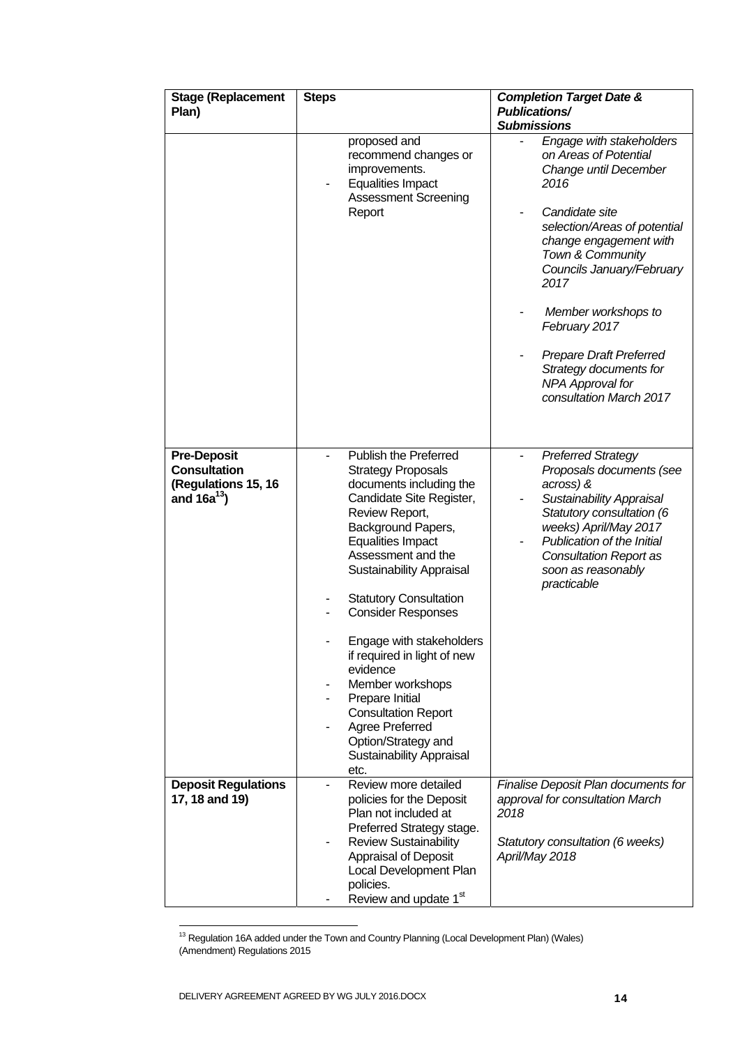| Stage (Replacement Plan) | Steps | *Completion Target Date & Publications/ Submissions* |
|---|---|---|
| | proposed and recommend changes or improvements.<br>- Equalities Impact Assessment Screening Report | - *Engage with stakeholders on Areas of Potential Change until December 2016*<br>- *Candidate site selection/Areas of potential change engagement with Town & Community Councils January/February 2017*<br>- *Member workshops to February 2017*<br>- *Prepare Draft Preferred Strategy documents for NPA Approval for consultation March 2017* |
| **Pre-Deposit Consultation (Regulations 15, 16 and 16a[13])** | - Publish the Preferred Strategy Proposals documents including the Candidate Site Register, Review Report, Background Papers, Equalities Impact Assessment and the Sustainability Appraisal<br>- Statutory Consultation<br>- Consider Responses<br>- Engage with stakeholders if required in light of new evidence<br>- Member workshops<br>- Prepare Initial Consultation Report<br>- Agree Preferred Option/Strategy and Sustainability Appraisal etc. | - *Preferred Strategy Proposals documents (see across) &*<br>- *Sustainability Appraisal Statutory consultation (6 weeks) April/May 2017*<br>- *Publication of the Initial Consultation Report as soon as reasonably practicable* |
| **Deposit Regulations 17, 18 and 19)** | - Review more detailed policies for the Deposit Plan not included at Preferred Strategy stage.<br>- Review Sustainability Appraisal of Deposit Local Development Plan policies.<br>- Review and update 1st | *Finalise Deposit Plan documents for approval for consultation March 2018*<br><br>*Statutory consultation (6 weeks) April/May 2018* |

[13] Regulation 16A added under the Town and Country Planning (Local Development Plan) (Wales) (Amendment) Regulations 2015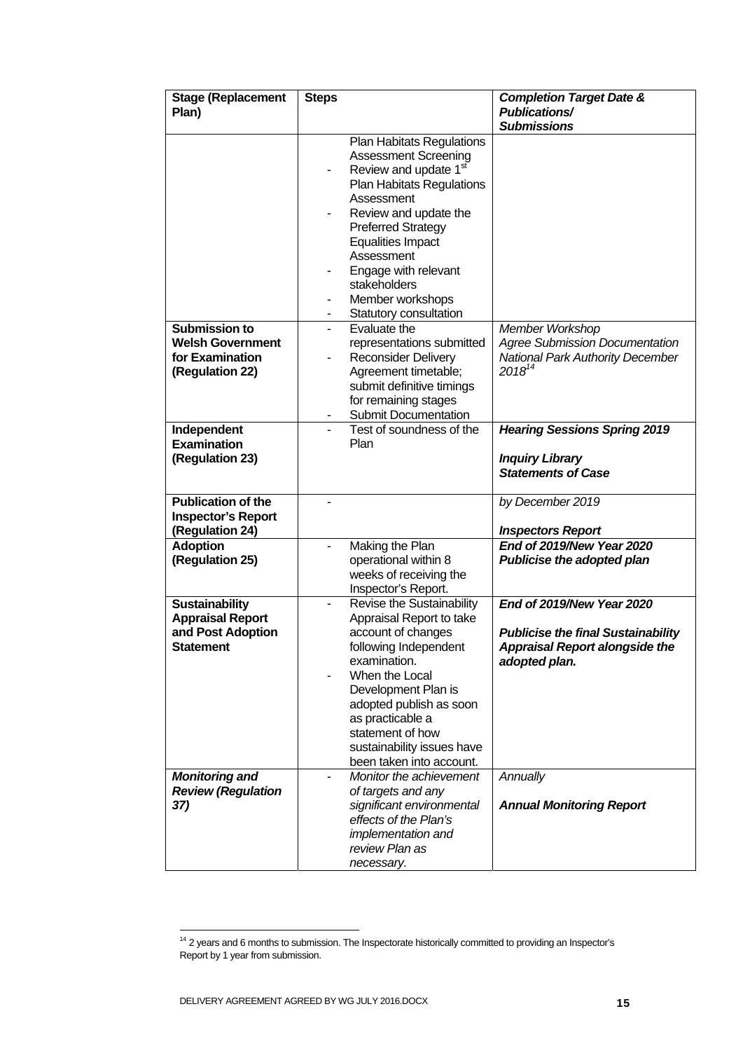| **Stage (Replacement Plan)** | **Steps** | ***Completion Target Date & Publications/ Submissions*** |
|---|---|---|
| | Plan Habitats Regulations Assessment Screening<br>- Review and update 1st Plan Habitats Regulations Assessment<br>- Review and update the Preferred Strategy Equalities Impact Assessment<br>- Engage with relevant stakeholders<br>- Member workshops<br>- Statutory consultation | |
| **Submission to Welsh Government for Examination (Regulation 22)** | - Evaluate the representations submitted<br>- Reconsider Delivery Agreement timetable; submit definitive timings for remaining stages<br>- Submit Documentation | *Member Workshop*<br>*Agree Submission Documentation*<br>*National Park Authority December 2018*[14] |
| **Independent Examination (Regulation 23)** | - Test of soundness of the Plan | ***Hearing Sessions Spring 2019***<br><br>***Inquiry Library***<br>***Statements of Case*** |
| **Publication of the Inspector's Report (Regulation 24)** | - | *by December 2019*<br><br>***Inspectors Report*** |
| **Adoption (Regulation 25)** | - Making the Plan operational within 8 weeks of receiving the Inspector's Report. | ***End of 2019/New Year 2020***<br>***Publicise the adopted plan*** |
| **Sustainability Appraisal Report and Post Adoption Statement** | - Revise the Sustainability Appraisal Report to take account of changes following Independent examination.<br>- When the Local Development Plan is adopted publish as soon as practicable a statement of how sustainability issues have been taken into account. | ***End of 2019/New Year 2020***<br><br>***Publicise the final Sustainability Appraisal Report alongside the adopted plan.*** |
| ***Monitoring and Review (Regulation 37)*** | - *Monitor the achievement of targets and any significant environmental effects of the Plan's implementation and review Plan as necessary.* | *Annually*<br><br>***Annual Monitoring Report*** |

[14] 2 years and 6 months to submission. The Inspectorate historically committed to providing an Inspector's Report by 1 year from submission.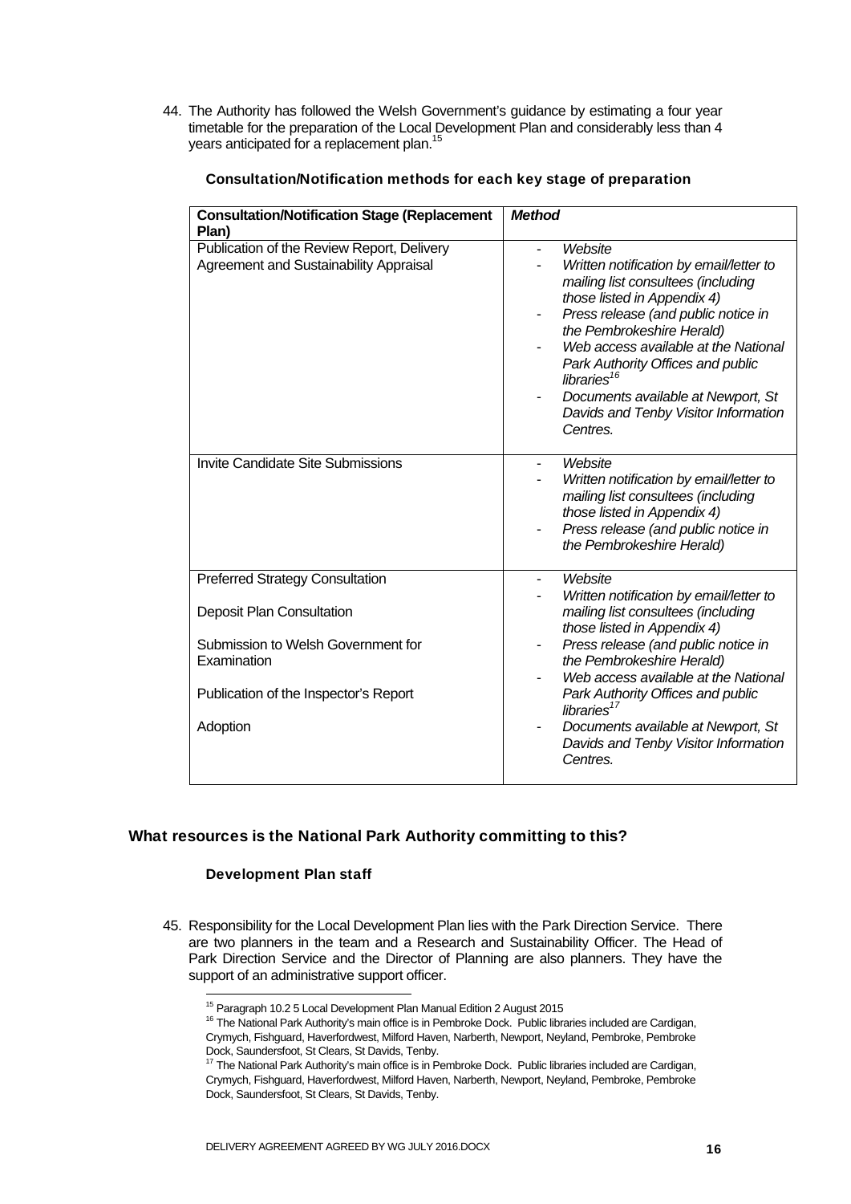44. The Authority has followed the Welsh Government's guidance by estimating a four year timetable for the preparation of the Local Development Plan and considerably less than 4 years anticipated for a replacement plan.[15]

### Consultation/Notification methods for each key stage of preparation

| Consultation/Notification Stage (Replacement Plan) | *Method* |
|---|---|
| Publication of the Review Report, Delivery Agreement and Sustainability Appraisal | - *Website*<br>- *Written notification by email/letter to mailing list consultees (including those listed in Appendix 4)*<br>- *Press release (and public notice in the Pembrokeshire Herald)*<br>- *Web access available at the National Park Authority Offices and public libraries*[16]<br>- *Documents available at Newport, St Davids and Tenby Visitor Information Centres.* |
| Invite Candidate Site Submissions | - *Website*<br>- *Written notification by email/letter to mailing list consultees (including those listed in Appendix 4)*<br>- *Press release (and public notice in the Pembrokeshire Herald)* |
| Preferred Strategy Consultation<br><br>Deposit Plan Consultation<br><br>Submission to Welsh Government for Examination<br><br>Publication of the Inspector's Report<br><br>Adoption | - *Website*<br>- *Written notification by email/letter to mailing list consultees (including those listed in Appendix 4)*<br>- *Press release (and public notice in the Pembrokeshire Herald)*<br>- *Web access available at the National Park Authority Offices and public libraries*[17]<br>- *Documents available at Newport, St Davids and Tenby Visitor Information Centres.* |

## What resources is the National Park Authority committing to this?

### Development Plan staff

45. Responsibility for the Local Development Plan lies with the Park Direction Service. There are two planners in the team and a Research and Sustainability Officer. The Head of Park Direction Service and the Director of Planning are also planners. They have the support of an administrative support officer.

[15] Paragraph 10.2 5 Local Development Plan Manual Edition 2 August 2015

[16] The National Park Authority's main office is in Pembroke Dock. Public libraries included are Cardigan, Crymych, Fishguard, Haverfordwest, Milford Haven, Narberth, Newport, Neyland, Pembroke, Pembroke Dock, Saundersfoot, St Clears, St Davids, Tenby.

[17] The National Park Authority's main office is in Pembroke Dock. Public libraries included are Cardigan, Crymych, Fishguard, Haverfordwest, Milford Haven, Narberth, Newport, Neyland, Pembroke, Pembroke Dock, Saundersfoot, St Clears, St Davids, Tenby.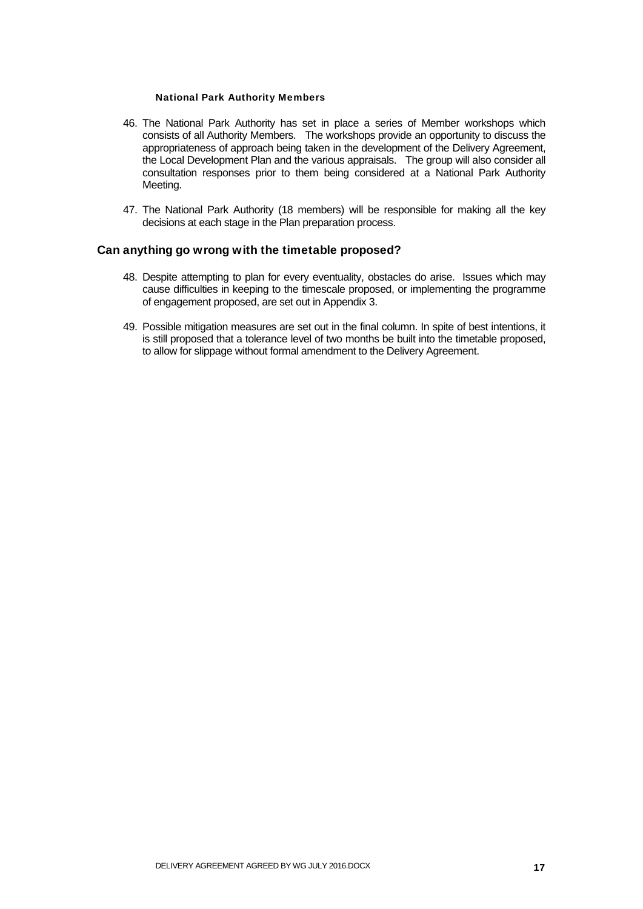### National Park Authority Members

46. The National Park Authority has set in place a series of Member workshops which consists of all Authority Members. The workshops provide an opportunity to discuss the appropriateness of approach being taken in the development of the Delivery Agreement, the Local Development Plan and the various appraisals. The group will also consider all consultation responses prior to them being considered at a National Park Authority Meeting.

47. The National Park Authority (18 members) will be responsible for making all the key decisions at each stage in the Plan preparation process.

## Can anything go wrong with the timetable proposed?

48. Despite attempting to plan for every eventuality, obstacles do arise. Issues which may cause difficulties in keeping to the timescale proposed, or implementing the programme of engagement proposed, are set out in Appendix 3.

49. Possible mitigation measures are set out in the final column. In spite of best intentions, it is still proposed that a tolerance level of two months be built into the timetable proposed, to allow for slippage without formal amendment to the Delivery Agreement.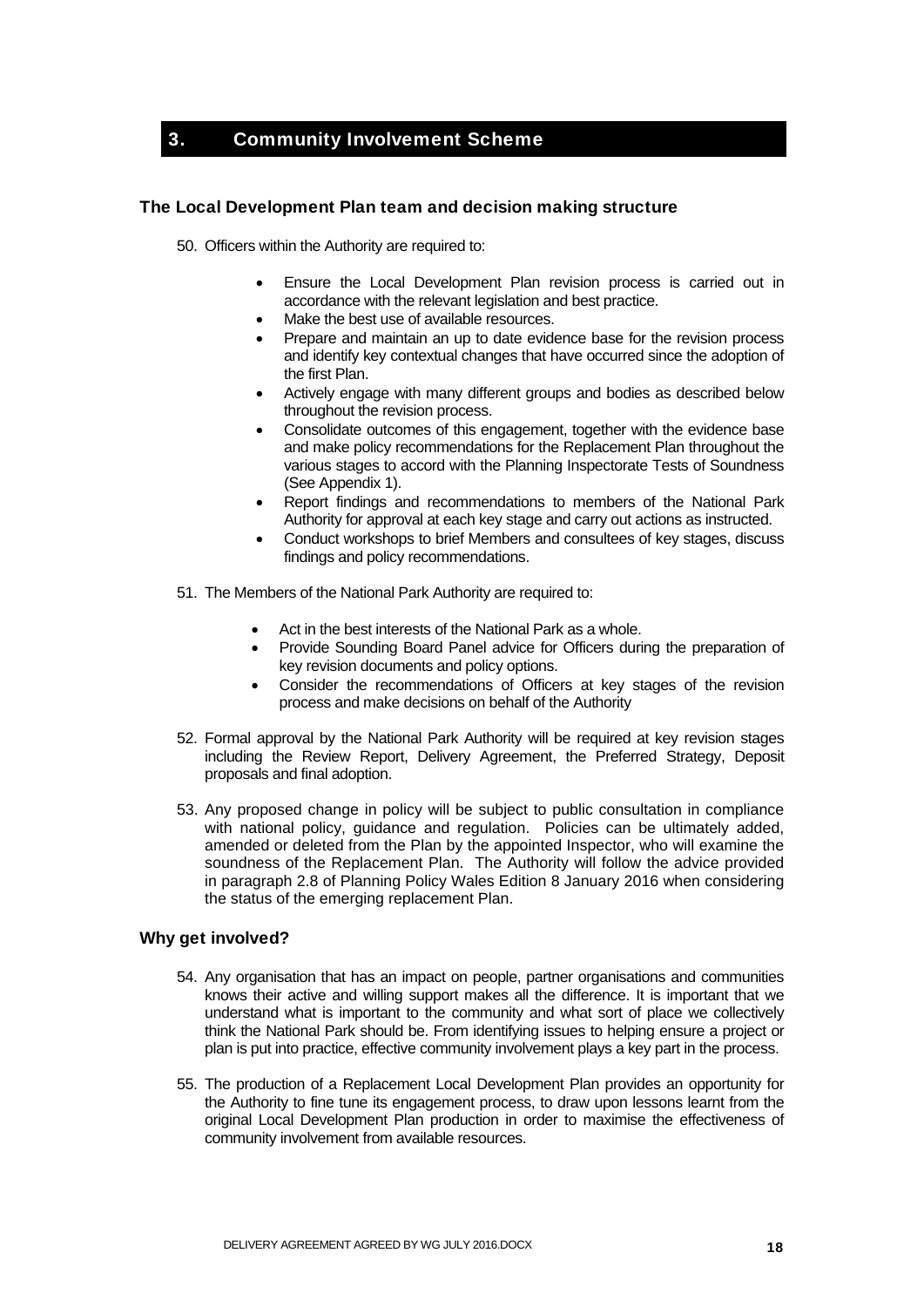# 3. Community Involvement Scheme

## The Local Development Plan team and decision making structure

50. Officers within the Authority are required to:

    - Ensure the Local Development Plan revision process is carried out in accordance with the relevant legislation and best practice.
    - Make the best use of available resources.
    - Prepare and maintain an up to date evidence base for the revision process and identify key contextual changes that have occurred since the adoption of the first Plan.
    - Actively engage with many different groups and bodies as described below throughout the revision process.
    - Consolidate outcomes of this engagement, together with the evidence base and make policy recommendations for the Replacement Plan throughout the various stages to accord with the Planning Inspectorate Tests of Soundness (See Appendix 1).
    - Report findings and recommendations to members of the National Park Authority for approval at each key stage and carry out actions as instructed.
    - Conduct workshops to brief Members and consultees of key stages, discuss findings and policy recommendations.

51. The Members of the National Park Authority are required to:

    - Act in the best interests of the National Park as a whole.
    - Provide Sounding Board Panel advice for Officers during the preparation of key revision documents and policy options.
    - Consider the recommendations of Officers at key stages of the revision process and make decisions on behalf of the Authority

52. Formal approval by the National Park Authority will be required at key revision stages including the Review Report, Delivery Agreement, the Preferred Strategy, Deposit proposals and final adoption.

53. Any proposed change in policy will be subject to public consultation in compliance with national policy, guidance and regulation. Policies can be ultimately added, amended or deleted from the Plan by the appointed Inspector, who will examine the soundness of the Replacement Plan. The Authority will follow the advice provided in paragraph 2.8 of Planning Policy Wales Edition 8 January 2016 when considering the status of the emerging replacement Plan.

## Why get involved?

54. Any organisation that has an impact on people, partner organisations and communities knows their active and willing support makes all the difference. It is important that we understand what is important to the community and what sort of place we collectively think the National Park should be. From identifying issues to helping ensure a project or plan is put into practice, effective community involvement plays a key part in the process.

55. The production of a Replacement Local Development Plan provides an opportunity for the Authority to fine tune its engagement process, to draw upon lessons learnt from the original Local Development Plan production in order to maximise the effectiveness of community involvement from available resources.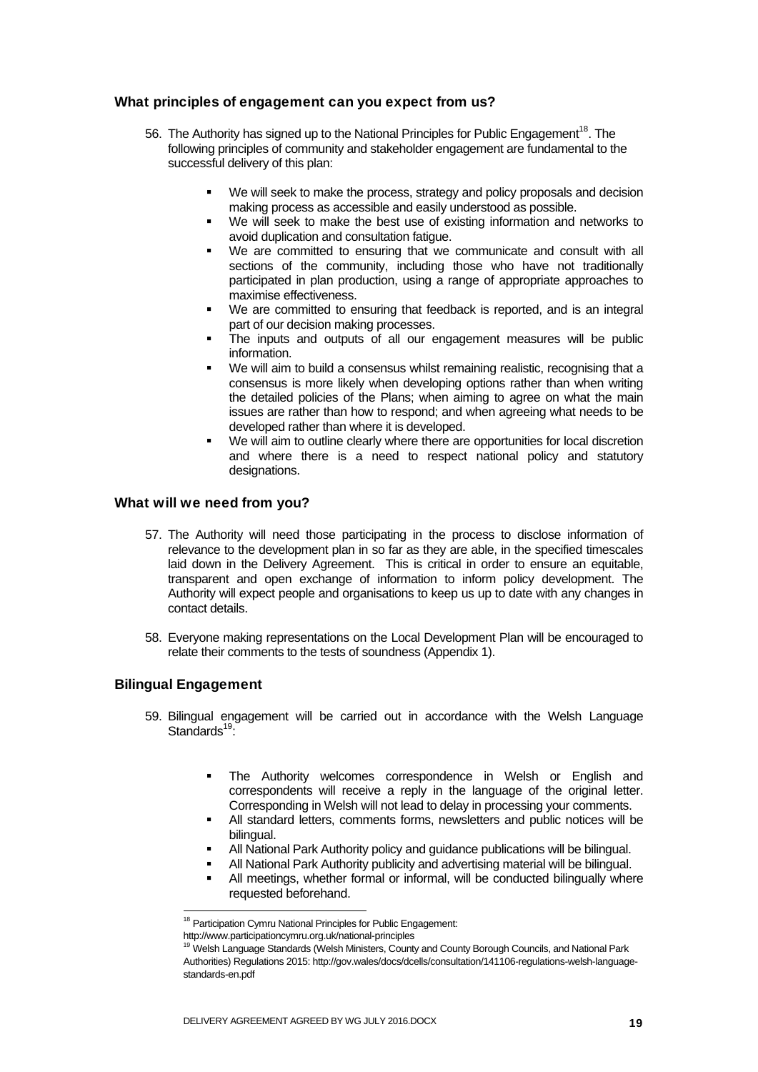### What principles of engagement can you expect from us?

56. The Authority has signed up to the National Principles for Public Engagement[18]. The following principles of community and stakeholder engagement are fundamental to the successful delivery of this plan:

    - We will seek to make the process, strategy and policy proposals and decision making process as accessible and easily understood as possible.
    - We will seek to make the best use of existing information and networks to avoid duplication and consultation fatigue.
    - We are committed to ensuring that we communicate and consult with all sections of the community, including those who have not traditionally participated in plan production, using a range of appropriate approaches to maximise effectiveness.
    - We are committed to ensuring that feedback is reported, and is an integral part of our decision making processes.
    - The inputs and outputs of all our engagement measures will be public information.
    - We will aim to build a consensus whilst remaining realistic, recognising that a consensus is more likely when developing options rather than when writing the detailed policies of the Plans; when aiming to agree on what the main issues are rather than how to respond; and when agreeing what needs to be developed rather than where it is developed.
    - We will aim to outline clearly where there are opportunities for local discretion and where there is a need to respect national policy and statutory designations.

### What will we need from you?

57. The Authority will need those participating in the process to disclose information of relevance to the development plan in so far as they are able, in the specified timescales laid down in the Delivery Agreement. This is critical in order to ensure an equitable, transparent and open exchange of information to inform policy development. The Authority will expect people and organisations to keep us up to date with any changes in contact details.

58. Everyone making representations on the Local Development Plan will be encouraged to relate their comments to the tests of soundness (Appendix 1).

### Bilingual Engagement

59. Bilingual engagement will be carried out in accordance with the Welsh Language Standards[19]:

    - The Authority welcomes correspondence in Welsh or English and correspondents will receive a reply in the language of the original letter. Corresponding in Welsh will not lead to delay in processing your comments.
    - All standard letters, comments forms, newsletters and public notices will be bilingual.
    - All National Park Authority policy and guidance publications will be bilingual.
    - All National Park Authority publicity and advertising material will be bilingual.
    - All meetings, whether formal or informal, will be conducted bilingually where requested beforehand.

---

[18] Participation Cymru National Principles for Public Engagement: http://www.participationcymru.org.uk/national-principles

[19] Welsh Language Standards (Welsh Ministers, County and County Borough Councils, and National Park Authorities) Regulations 2015: http://gov.wales/docs/dcells/consultation/141106-regulations-welsh-language-standards-en.pdf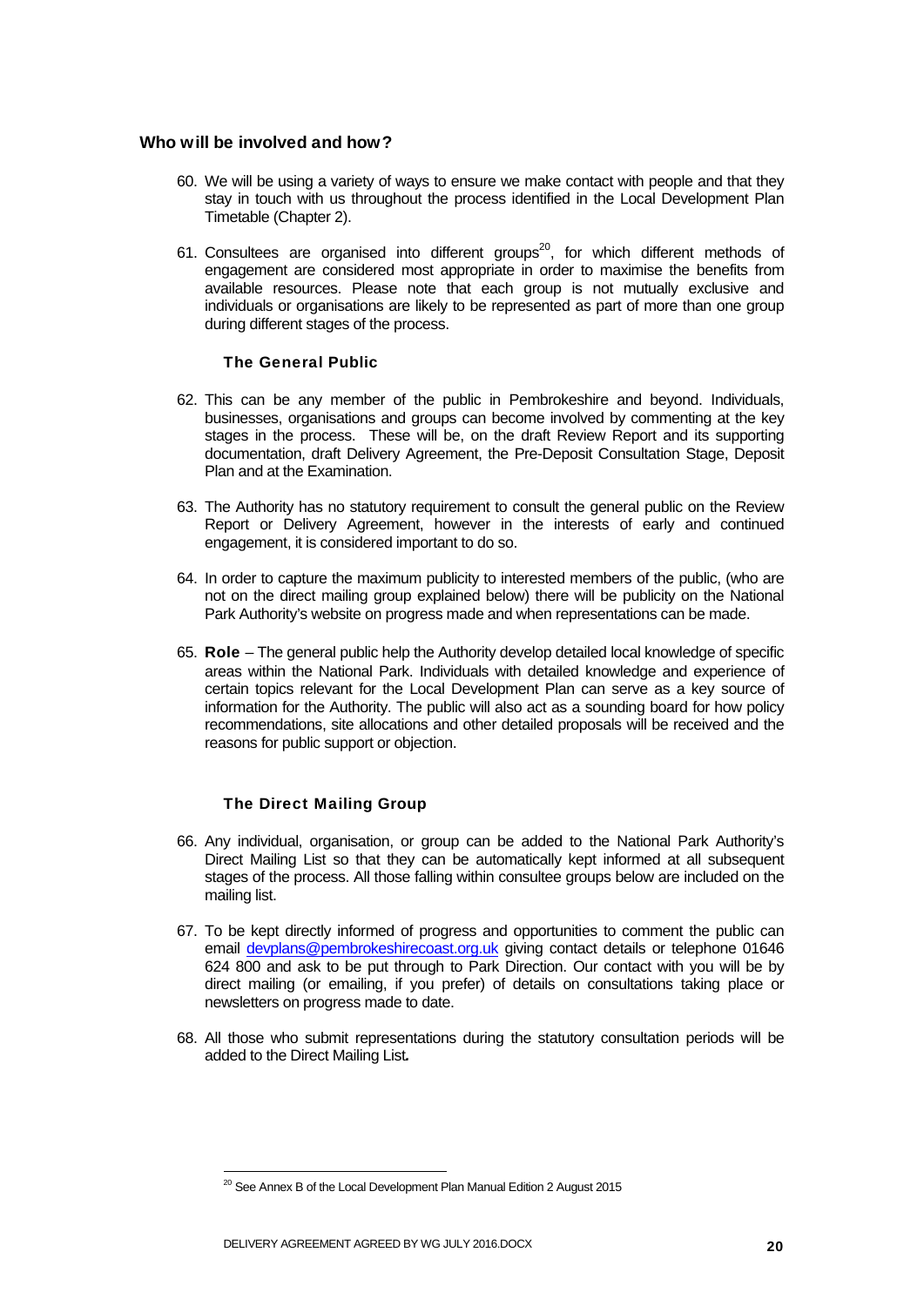## Who will be involved and how?

60. We will be using a variety of ways to ensure we make contact with people and that they stay in touch with us throughout the process identified in the Local Development Plan Timetable (Chapter 2).

61. Consultees are organised into different groups[20], for which different methods of engagement are considered most appropriate in order to maximise the benefits from available resources. Please note that each group is not mutually exclusive and individuals or organisations are likely to be represented as part of more than one group during different stages of the process.

### The General Public

62. This can be any member of the public in Pembrokeshire and beyond. Individuals, businesses, organisations and groups can become involved by commenting at the key stages in the process. These will be, on the draft Review Report and its supporting documentation, draft Delivery Agreement, the Pre-Deposit Consultation Stage, Deposit Plan and at the Examination.

63. The Authority has no statutory requirement to consult the general public on the Review Report or Delivery Agreement, however in the interests of early and continued engagement, it is considered important to do so.

64. In order to capture the maximum publicity to interested members of the public, (who are not on the direct mailing group explained below) there will be publicity on the National Park Authority's website on progress made and when representations can be made.

65. **Role** – The general public help the Authority develop detailed local knowledge of specific areas within the National Park. Individuals with detailed knowledge and experience of certain topics relevant for the Local Development Plan can serve as a key source of information for the Authority. The public will also act as a sounding board for how policy recommendations, site allocations and other detailed proposals will be received and the reasons for public support or objection.

### The Direct Mailing Group

66. Any individual, organisation, or group can be added to the National Park Authority's Direct Mailing List so that they can be automatically kept informed at all subsequent stages of the process. All those falling within consultee groups below are included on the mailing list.

67. To be kept directly informed of progress and opportunities to comment the public can email devplans@pembrokeshirecoast.org.uk giving contact details or telephone 01646 624 800 and ask to be put through to Park Direction. Our contact with you will be by direct mailing (or emailing, if you prefer) of details on consultations taking place or newsletters on progress made to date.

68. All those who submit representations during the statutory consultation periods will be added to the Direct Mailing List.

---

[20] See Annex B of the Local Development Plan Manual Edition 2 August 2015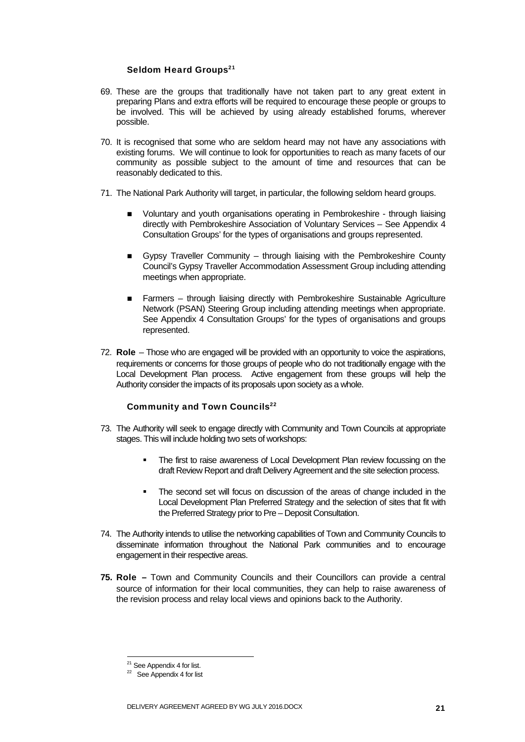### Seldom Heard Groups[21]

69. These are the groups that traditionally have not taken part to any great extent in preparing Plans and extra efforts will be required to encourage these people or groups to be involved. This will be achieved by using already established forums, wherever possible.

70. It is recognised that some who are seldom heard may not have any associations with existing forums. We will continue to look for opportunities to reach as many facets of our community as possible subject to the amount of time and resources that can be reasonably dedicated to this.

71. The National Park Authority will target, in particular, the following seldom heard groups.

    - Voluntary and youth organisations operating in Pembrokeshire - through liaising directly with Pembrokeshire Association of Voluntary Services – See Appendix 4 Consultation Groups' for the types of organisations and groups represented.
    - Gypsy Traveller Community – through liaising with the Pembrokeshire County Council's Gypsy Traveller Accommodation Assessment Group including attending meetings when appropriate.
    - Farmers – through liaising directly with Pembrokeshire Sustainable Agriculture Network (PSAN) Steering Group including attending meetings when appropriate. See Appendix 4 Consultation Groups' for the types of organisations and groups represented.

72. **Role** – Those who are engaged will be provided with an opportunity to voice the aspirations, requirements or concerns for those groups of people who do not traditionally engage with the Local Development Plan process. Active engagement from these groups will help the Authority consider the impacts of its proposals upon society as a whole.

### Community and Town Councils[22]

73. The Authority will seek to engage directly with Community and Town Councils at appropriate stages. This will include holding two sets of workshops:

    - The first to raise awareness of Local Development Plan review focussing on the draft Review Report and draft Delivery Agreement and the site selection process.
    - The second set will focus on discussion of the areas of change included in the Local Development Plan Preferred Strategy and the selection of sites that fit with the Preferred Strategy prior to Pre – Deposit Consultation.

74. The Authority intends to utilise the networking capabilities of Town and Community Councils to disseminate information throughout the National Park communities and to encourage engagement in their respective areas.

75. **Role –** Town and Community Councils and their Councillors can provide a central source of information for their local communities, they can help to raise awareness of the revision process and relay local views and opinions back to the Authority.

---

[21] See Appendix 4 for list.

[22] See Appendix 4 for list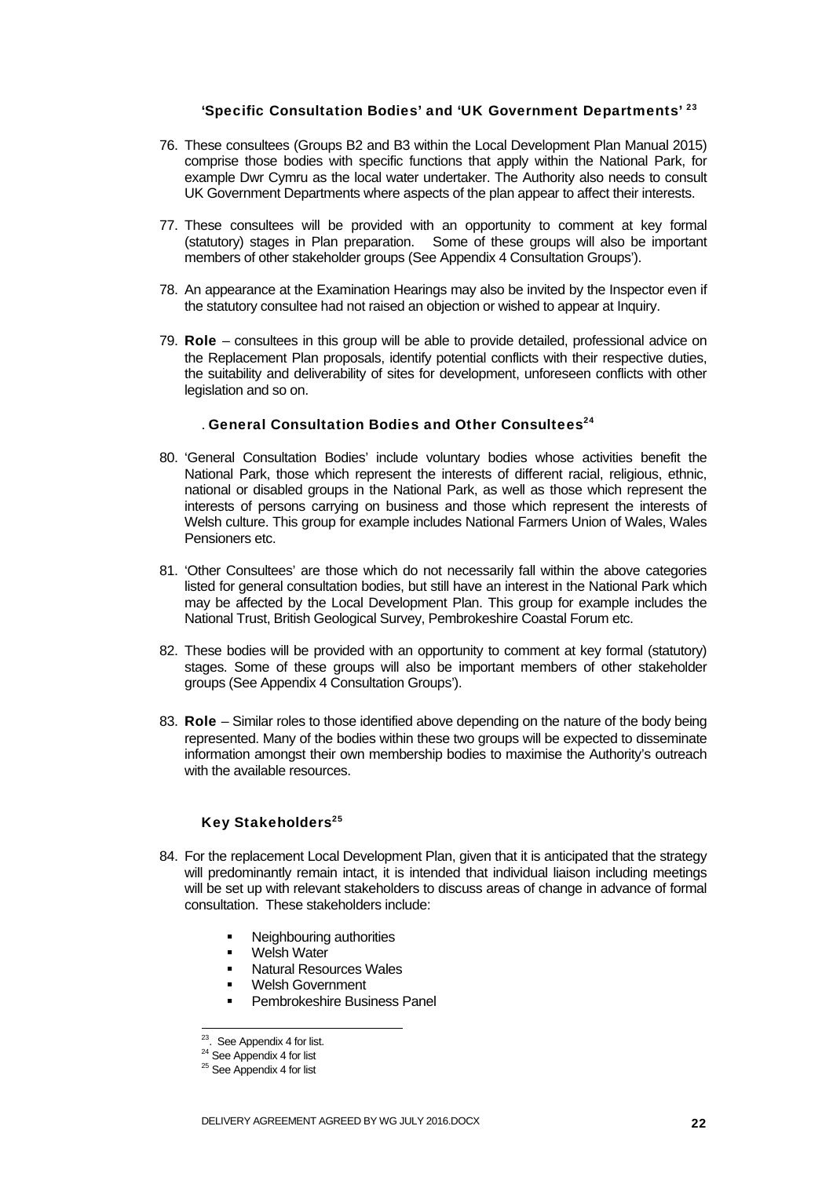### 'Specific Consultation Bodies' and 'UK Government Departments' [23]

76. These consultees (Groups B2 and B3 within the Local Development Plan Manual 2015) comprise those bodies with specific functions that apply within the National Park, for example Dwr Cymru as the local water undertaker. The Authority also needs to consult UK Government Departments where aspects of the plan appear to affect their interests.

77. These consultees will be provided with an opportunity to comment at key formal (statutory) stages in Plan preparation. Some of these groups will also be important members of other stakeholder groups (See Appendix 4 Consultation Groups').

78. An appearance at the Examination Hearings may also be invited by the Inspector even if the statutory consultee had not raised an objection or wished to appear at Inquiry.

79. **Role** – consultees in this group will be able to provide detailed, professional advice on the Replacement Plan proposals, identify potential conflicts with their respective duties, the suitability and deliverability of sites for development, unforeseen conflicts with other legislation and so on.

### . General Consultation Bodies and Other Consultees[24]

80. 'General Consultation Bodies' include voluntary bodies whose activities benefit the National Park, those which represent the interests of different racial, religious, ethnic, national or disabled groups in the National Park, as well as those which represent the interests of persons carrying on business and those which represent the interests of Welsh culture. This group for example includes National Farmers Union of Wales, Wales Pensioners etc.

81. 'Other Consultees' are those which do not necessarily fall within the above categories listed for general consultation bodies, but still have an interest in the National Park which may be affected by the Local Development Plan. This group for example includes the National Trust, British Geological Survey, Pembrokeshire Coastal Forum etc.

82. These bodies will be provided with an opportunity to comment at key formal (statutory) stages. Some of these groups will also be important members of other stakeholder groups (See Appendix 4 Consultation Groups').

83. **Role** – Similar roles to those identified above depending on the nature of the body being represented. Many of the bodies within these two groups will be expected to disseminate information amongst their own membership bodies to maximise the Authority's outreach with the available resources.

### Key Stakeholders[25]

84. For the replacement Local Development Plan, given that it is anticipated that the strategy will predominantly remain intact, it is intended that individual liaison including meetings will be set up with relevant stakeholders to discuss areas of change in advance of formal consultation. These stakeholders include:

    - Neighbouring authorities
    - Welsh Water
    - Natural Resources Wales
    - Welsh Government
    - Pembrokeshire Business Panel

---

[23]. See Appendix 4 for list.

[24] See Appendix 4 for list

[25] See Appendix 4 for list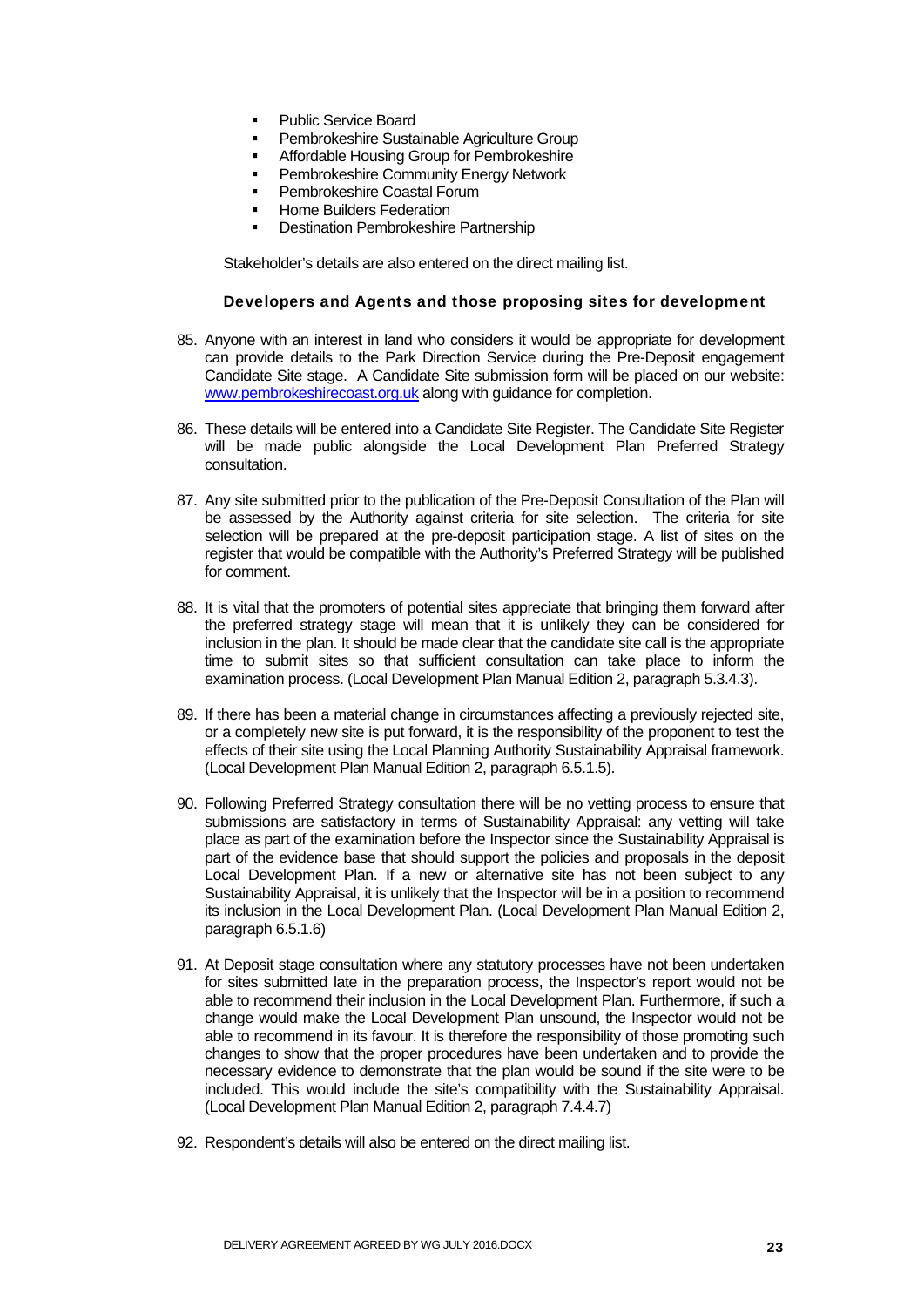- Public Service Board
- Pembrokeshire Sustainable Agriculture Group
- Affordable Housing Group for Pembrokeshire
- Pembrokeshire Community Energy Network
- Pembrokeshire Coastal Forum
- Home Builders Federation
- Destination Pembrokeshire Partnership

Stakeholder's details are also entered on the direct mailing list.

### Developers and Agents and those proposing sites for development

85. Anyone with an interest in land who considers it would be appropriate for development can provide details to the Park Direction Service during the Pre-Deposit engagement Candidate Site stage. A Candidate Site submission form will be placed on our website: [www.pembrokeshirecoast.org.uk](http://www.pembrokeshirecoast.org.uk) along with guidance for completion.

86. These details will be entered into a Candidate Site Register. The Candidate Site Register will be made public alongside the Local Development Plan Preferred Strategy consultation.

87. Any site submitted prior to the publication of the Pre-Deposit Consultation of the Plan will be assessed by the Authority against criteria for site selection. The criteria for site selection will be prepared at the pre-deposit participation stage. A list of sites on the register that would be compatible with the Authority's Preferred Strategy will be published for comment.

88. It is vital that the promoters of potential sites appreciate that bringing them forward after the preferred strategy stage will mean that it is unlikely they can be considered for inclusion in the plan. It should be made clear that the candidate site call is the appropriate time to submit sites so that sufficient consultation can take place to inform the examination process. (Local Development Plan Manual Edition 2, paragraph 5.3.4.3).

89. If there has been a material change in circumstances affecting a previously rejected site, or a completely new site is put forward, it is the responsibility of the proponent to test the effects of their site using the Local Planning Authority Sustainability Appraisal framework. (Local Development Plan Manual Edition 2, paragraph 6.5.1.5).

90. Following Preferred Strategy consultation there will be no vetting process to ensure that submissions are satisfactory in terms of Sustainability Appraisal: any vetting will take place as part of the examination before the Inspector since the Sustainability Appraisal is part of the evidence base that should support the policies and proposals in the deposit Local Development Plan. If a new or alternative site has not been subject to any Sustainability Appraisal, it is unlikely that the Inspector will be in a position to recommend its inclusion in the Local Development Plan. (Local Development Plan Manual Edition 2, paragraph 6.5.1.6)

91. At Deposit stage consultation where any statutory processes have not been undertaken for sites submitted late in the preparation process, the Inspector's report would not be able to recommend their inclusion in the Local Development Plan. Furthermore, if such a change would make the Local Development Plan unsound, the Inspector would not be able to recommend in its favour. It is therefore the responsibility of those promoting such changes to show that the proper procedures have been undertaken and to provide the necessary evidence to demonstrate that the plan would be sound if the site were to be included. This would include the site's compatibility with the Sustainability Appraisal. (Local Development Plan Manual Edition 2, paragraph 7.4.4.7)

92. Respondent's details will also be entered on the direct mailing list.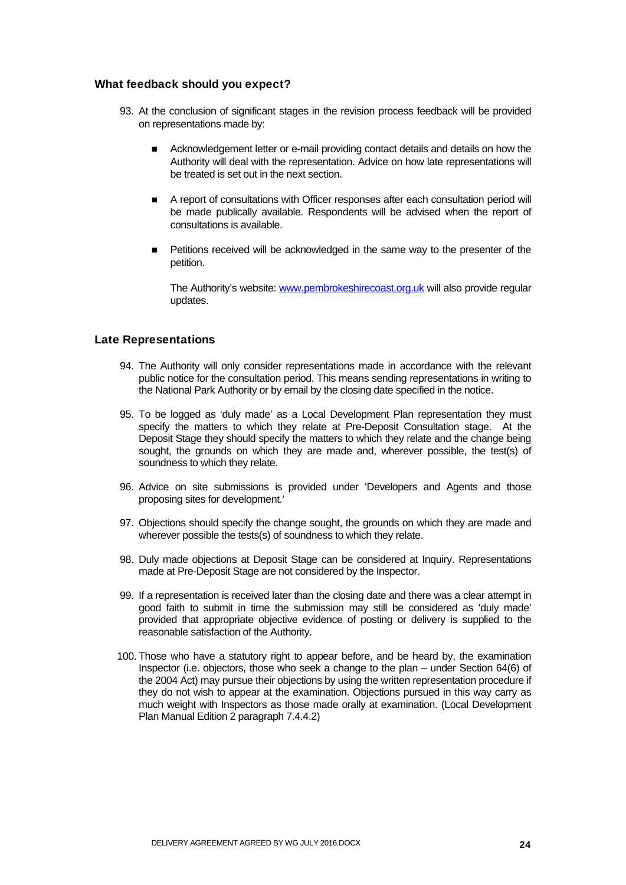### What feedback should you expect?

93. At the conclusion of significant stages in the revision process feedback will be provided on representations made by:

    - Acknowledgement letter or e-mail providing contact details and details on how the Authority will deal with the representation. Advice on how late representations will be treated is set out in the next section.
    - A report of consultations with Officer responses after each consultation period will be made publically available. Respondents will be advised when the report of consultations is available.
    - Petitions received will be acknowledged in the same way to the presenter of the petition.

    The Authority's website: [www.pembrokeshirecoast.org.uk](http://www.pembrokeshirecoast.org.uk) will also provide regular updates.

### Late Representations

94. The Authority will only consider representations made in accordance with the relevant public notice for the consultation period. This means sending representations in writing to the National Park Authority or by email by the closing date specified in the notice.
95. To be logged as 'duly made' as a Local Development Plan representation they must specify the matters to which they relate at Pre-Deposit Consultation stage. At the Deposit Stage they should specify the matters to which they relate and the change being sought, the grounds on which they are made and, wherever possible, the test(s) of soundness to which they relate.
96. Advice on site submissions is provided under 'Developers and Agents and those proposing sites for development.'
97. Objections should specify the change sought, the grounds on which they are made and wherever possible the tests(s) of soundness to which they relate.
98. Duly made objections at Deposit Stage can be considered at Inquiry. Representations made at Pre-Deposit Stage are not considered by the Inspector.
99. If a representation is received later than the closing date and there was a clear attempt in good faith to submit in time the submission may still be considered as 'duly made' provided that appropriate objective evidence of posting or delivery is supplied to the reasonable satisfaction of the Authority.
100. Those who have a statutory right to appear before, and be heard by, the examination Inspector (i.e. objectors, those who seek a change to the plan – under Section 64(6) of the 2004 Act) may pursue their objections by using the written representation procedure if they do not wish to appear at the examination. Objections pursued in this way carry as much weight with Inspectors as those made orally at examination. (Local Development Plan Manual Edition 2 paragraph 7.4.4.2)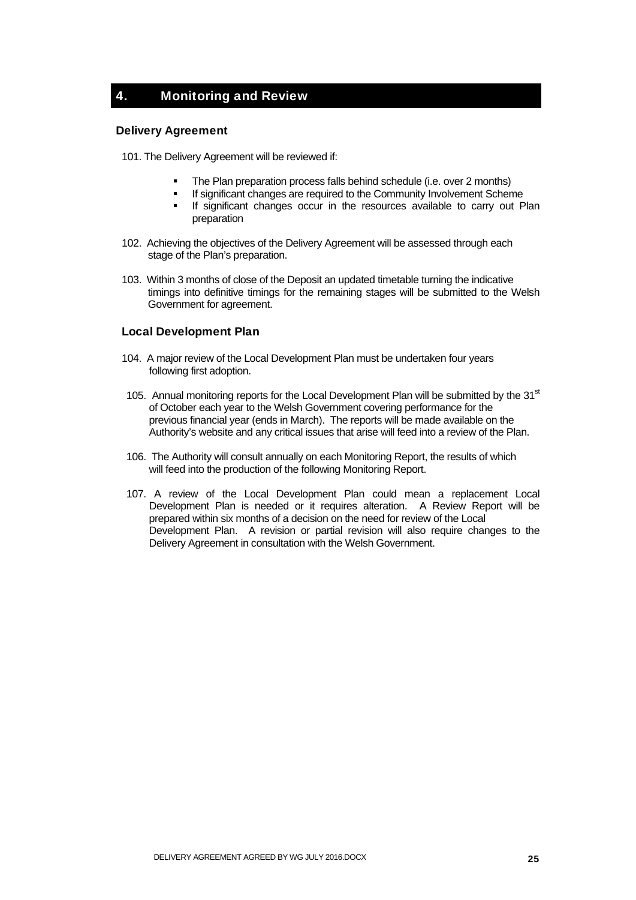# 4. Monitoring and Review

## Delivery Agreement

101. The Delivery Agreement will be reviewed if:

- The Plan preparation process falls behind schedule (i.e. over 2 months)
- If significant changes are required to the Community Involvement Scheme
- If significant changes occur in the resources available to carry out Plan preparation

102. Achieving the objectives of the Delivery Agreement will be assessed through each stage of the Plan's preparation.

103. Within 3 months of close of the Deposit an updated timetable turning the indicative timings into definitive timings for the remaining stages will be submitted to the Welsh Government for agreement.

## Local Development Plan

104. A major review of the Local Development Plan must be undertaken four years following first adoption.

105. Annual monitoring reports for the Local Development Plan will be submitted by the 31st of October each year to the Welsh Government covering performance for the previous financial year (ends in March). The reports will be made available on the Authority's website and any critical issues that arise will feed into a review of the Plan.

106. The Authority will consult annually on each Monitoring Report, the results of which will feed into the production of the following Monitoring Report.

107. A review of the Local Development Plan could mean a replacement Local Development Plan is needed or it requires alteration. A Review Report will be prepared within six months of a decision on the need for review of the Local Development Plan. A revision or partial revision will also require changes to the Delivery Agreement in consultation with the Welsh Government.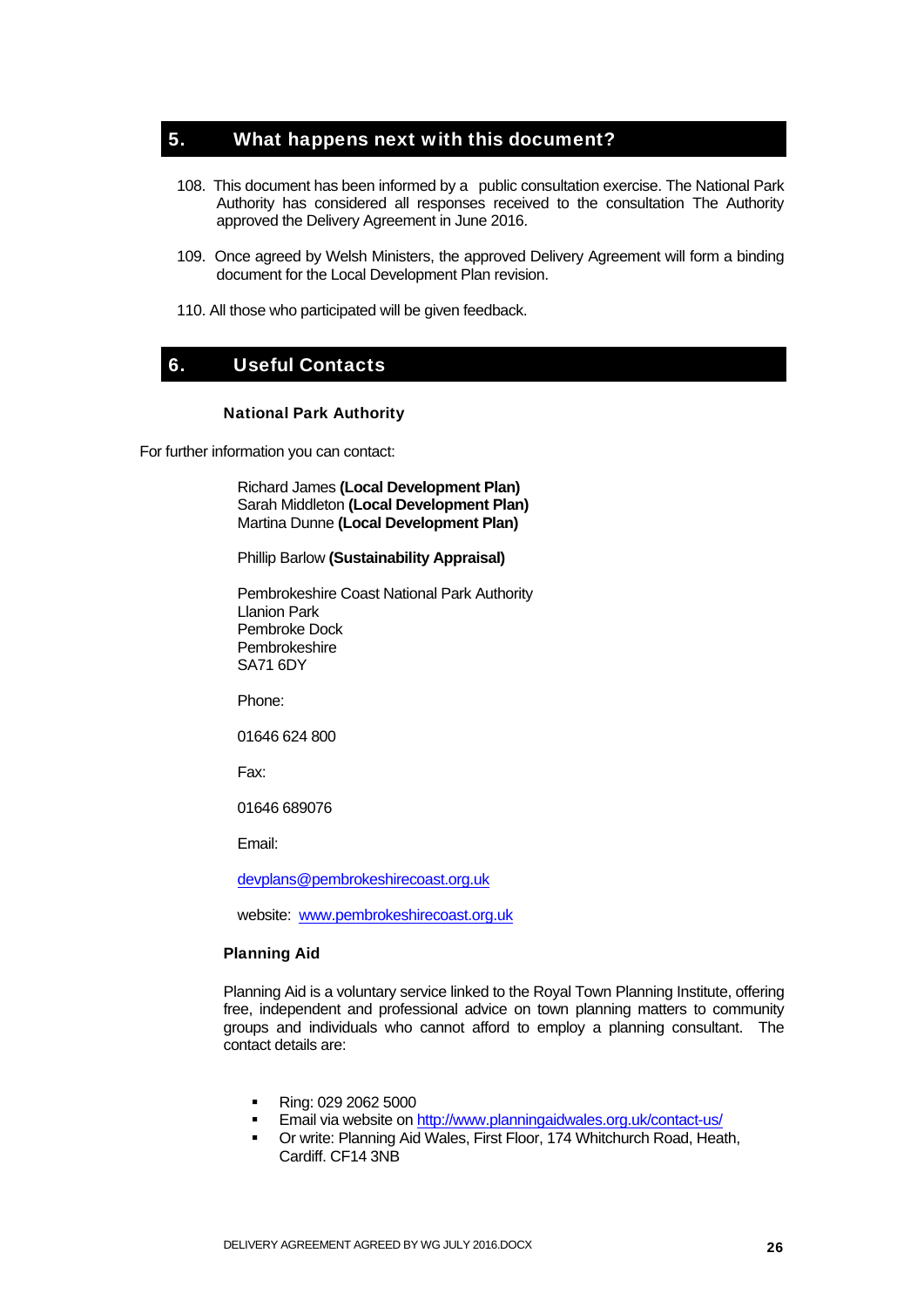## 5. What happens next with this document?

108. This document has been informed by a public consultation exercise. The National Park Authority has considered all responses received to the consultation The Authority approved the Delivery Agreement in June 2016.

109. Once agreed by Welsh Ministers, the approved Delivery Agreement will form a binding document for the Local Development Plan revision.

110. All those who participated will be given feedback.

## 6. Useful Contacts

### National Park Authority

For further information you can contact:

Richard James **(Local Development Plan)**
Sarah Middleton **(Local Development Plan)**
Martina Dunne **(Local Development Plan)**

Phillip Barlow **(Sustainability Appraisal)**

Pembrokeshire Coast National Park Authority
Llanion Park
Pembroke Dock
Pembrokeshire
SA71 6DY

Phone:

01646 624 800

Fax:

01646 689076

Email:

devplans@pembrokeshirecoast.org.uk

website: www.pembrokeshirecoast.org.uk

### Planning Aid

Planning Aid is a voluntary service linked to the Royal Town Planning Institute, offering free, independent and professional advice on town planning matters to community groups and individuals who cannot afford to employ a planning consultant. The contact details are:

- Ring: 029 2062 5000
- Email via website on http://www.planningaidwales.org.uk/contact-us/
- Or write: Planning Aid Wales, First Floor, 174 Whitchurch Road, Heath, Cardiff. CF14 3NB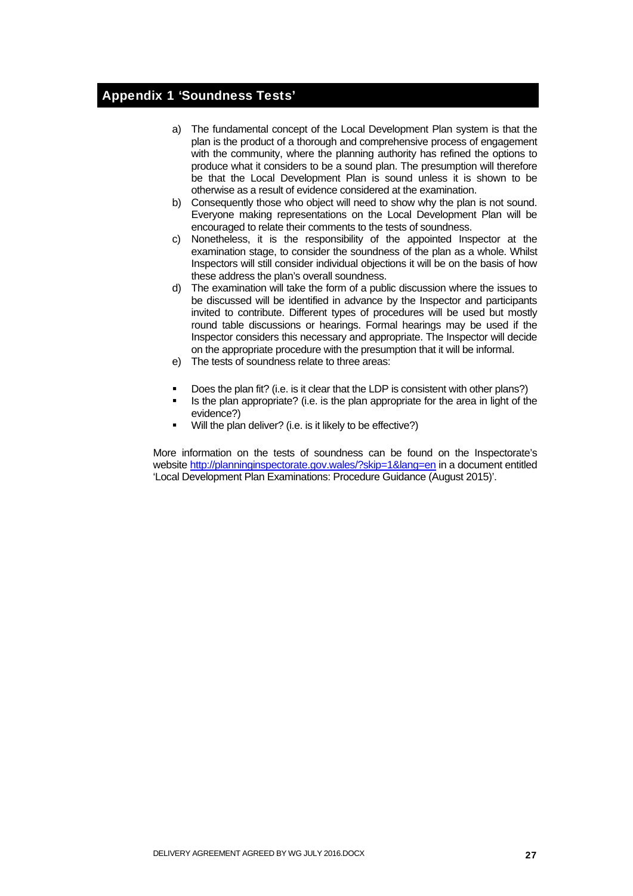## Appendix 1 'Soundness Tests'

a) The fundamental concept of the Local Development Plan system is that the plan is the product of a thorough and comprehensive process of engagement with the community, where the planning authority has refined the options to produce what it considers to be a sound plan. The presumption will therefore be that the Local Development Plan is sound unless it is shown to be otherwise as a result of evidence considered at the examination.

b) Consequently those who object will need to show why the plan is not sound. Everyone making representations on the Local Development Plan will be encouraged to relate their comments to the tests of soundness.

c) Nonetheless, it is the responsibility of the appointed Inspector at the examination stage, to consider the soundness of the plan as a whole. Whilst Inspectors will still consider individual objections it will be on the basis of how these address the plan's overall soundness.

d) The examination will take the form of a public discussion where the issues to be discussed will be identified in advance by the Inspector and participants invited to contribute. Different types of procedures will be used but mostly round table discussions or hearings. Formal hearings may be used if the Inspector considers this necessary and appropriate. The Inspector will decide on the appropriate procedure with the presumption that it will be informal.

e) The tests of soundness relate to three areas:

- Does the plan fit? (i.e. is it clear that the LDP is consistent with other plans?)
- Is the plan appropriate? (i.e. is the plan appropriate for the area in light of the evidence?)
- Will the plan deliver? (i.e. is it likely to be effective?)

More information on the tests of soundness can be found on the Inspectorate's website http://planninginspectorate.gov.wales/?skip=1&lang=en in a document entitled 'Local Development Plan Examinations: Procedure Guidance (August 2015)'.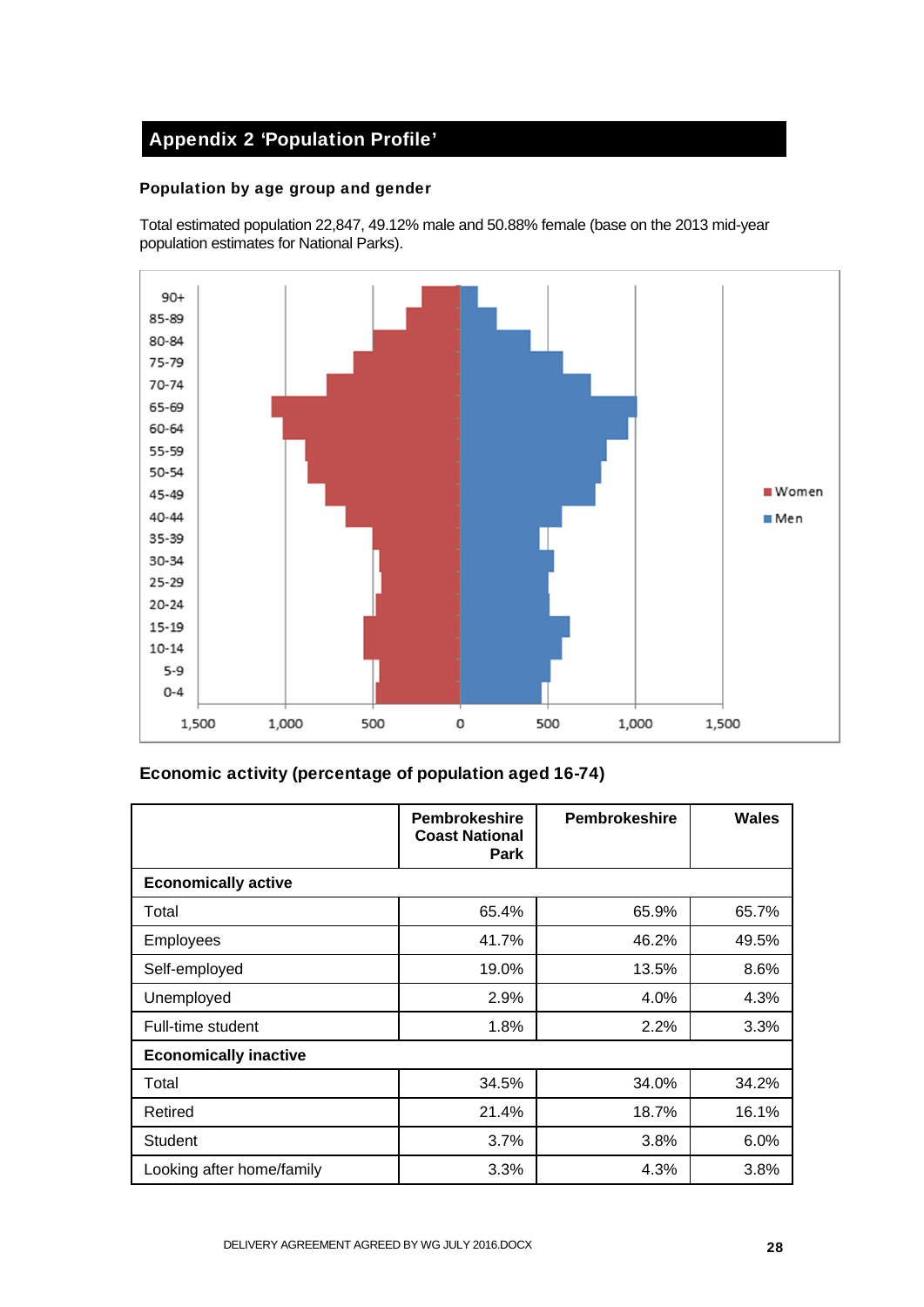# Appendix 2 'Population Profile'

### Population by age group and gender

Total estimated population 22,847, 49.12% male and 50.88% female (base on the 2013 mid-year population estimates for National Parks).

### Economic activity (percentage of population aged 16-74)

| | Pembrokeshire Coast National Park | Pembrokeshire | Wales |
|---|---|---|---|
| **Economically active** | | | |
| Total | 65.4% | 65.9% | 65.7% |
| Employees | 41.7% | 46.2% | 49.5% |
| Self-employed | 19.0% | 13.5% | 8.6% |
| Unemployed | 2.9% | 4.0% | 4.3% |
| Full-time student | 1.8% | 2.2% | 3.3% |
| **Economically inactive** | | | |
| Total | 34.5% | 34.0% | 34.2% |
| Retired | 21.4% | 18.7% | 16.1% |
| Student | 3.7% | 3.8% | 6.0% |
| Looking after home/family | 3.3% | 4.3% | 3.8% |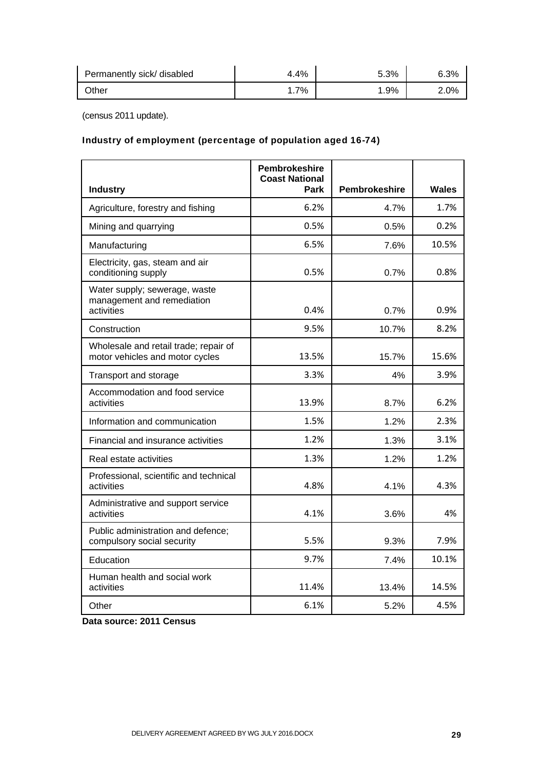| | | | |
|---|---|---|---|
| Permanently sick/ disabled | 4.4% | 5.3% | 6.3% |
| Other | 1.7% | 1.9% | 2.0% |

(census 2011 update).

### Industry of employment (percentage of population aged 16-74)

| Industry | Pembrokeshire Coast National Park | Pembrokeshire | Wales |
|---|---|---|---|
| Agriculture, forestry and fishing | 6.2% | 4.7% | 1.7% |
| Mining and quarrying | 0.5% | 0.5% | 0.2% |
| Manufacturing | 6.5% | 7.6% | 10.5% |
| Electricity, gas, steam and air conditioning supply | 0.5% | 0.7% | 0.8% |
| Water supply; sewerage, waste management and remediation activities | 0.4% | 0.7% | 0.9% |
| Construction | 9.5% | 10.7% | 8.2% |
| Wholesale and retail trade; repair of motor vehicles and motor cycles | 13.5% | 15.7% | 15.6% |
| Transport and storage | 3.3% | 4% | 3.9% |
| Accommodation and food service activities | 13.9% | 8.7% | 6.2% |
| Information and communication | 1.5% | 1.2% | 2.3% |
| Financial and insurance activities | 1.2% | 1.3% | 3.1% |
| Real estate activities | 1.3% | 1.2% | 1.2% |
| Professional, scientific and technical activities | 4.8% | 4.1% | 4.3% |
| Administrative and support service activities | 4.1% | 3.6% | 4% |
| Public administration and defence; compulsory social security | 5.5% | 9.3% | 7.9% |
| Education | 9.7% | 7.4% | 10.1% |
| Human health and social work activities | 11.4% | 13.4% | 14.5% |
| Other | 6.1% | 5.2% | 4.5% |

**Data source: 2011 Census**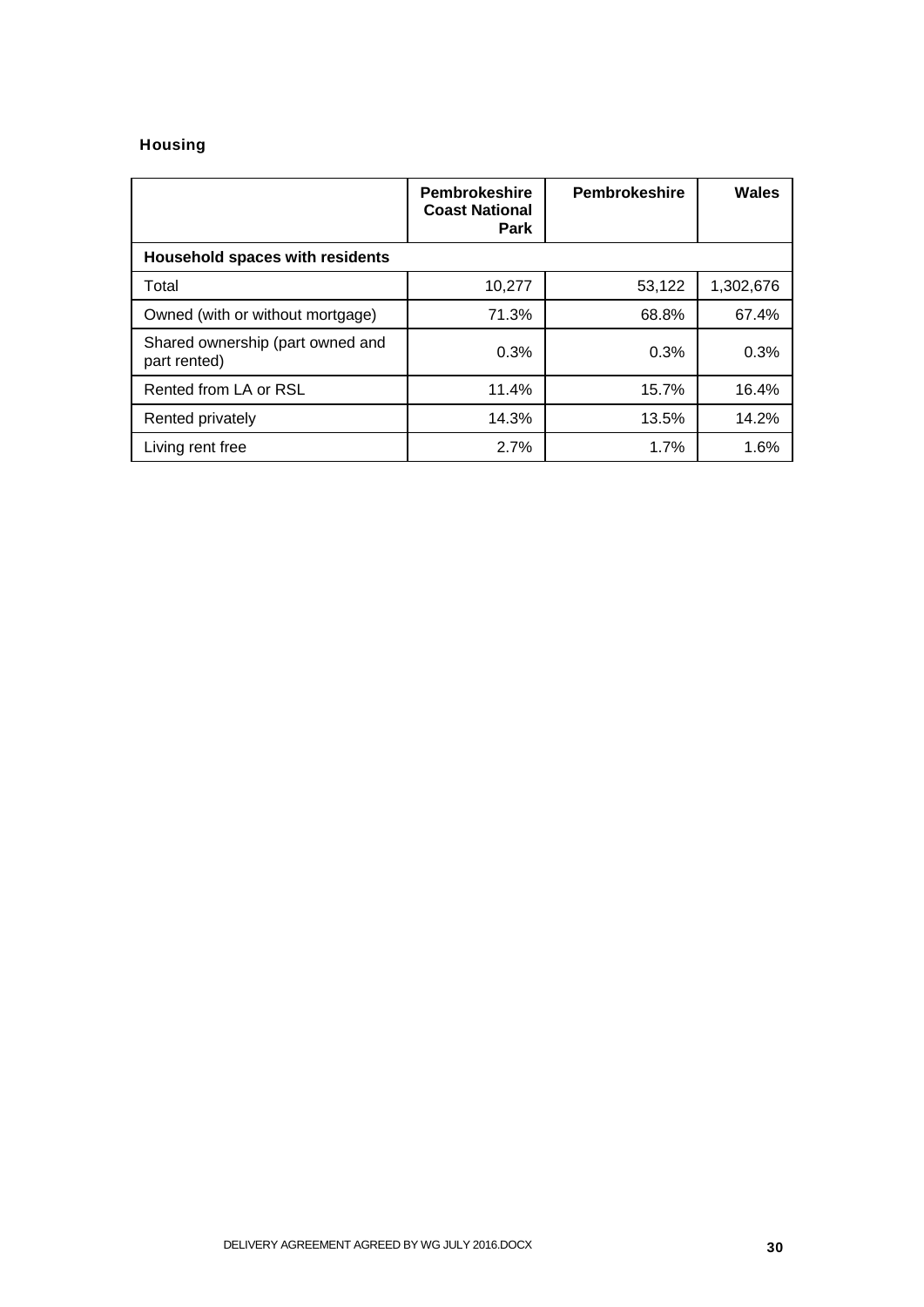### Housing

| | Pembrokeshire Coast National Park | Pembrokeshire | Wales |
|---|---|---|---|
| **Household spaces with residents** | | | |
| Total | 10,277 | 53,122 | 1,302,676 |
| Owned (with or without mortgage) | 71.3% | 68.8% | 67.4% |
| Shared ownership (part owned and part rented) | 0.3% | 0.3% | 0.3% |
| Rented from LA or RSL | 11.4% | 15.7% | 16.4% |
| Rented privately | 14.3% | 13.5% | 14.2% |
| Living rent free | 2.7% | 1.7% | 1.6% |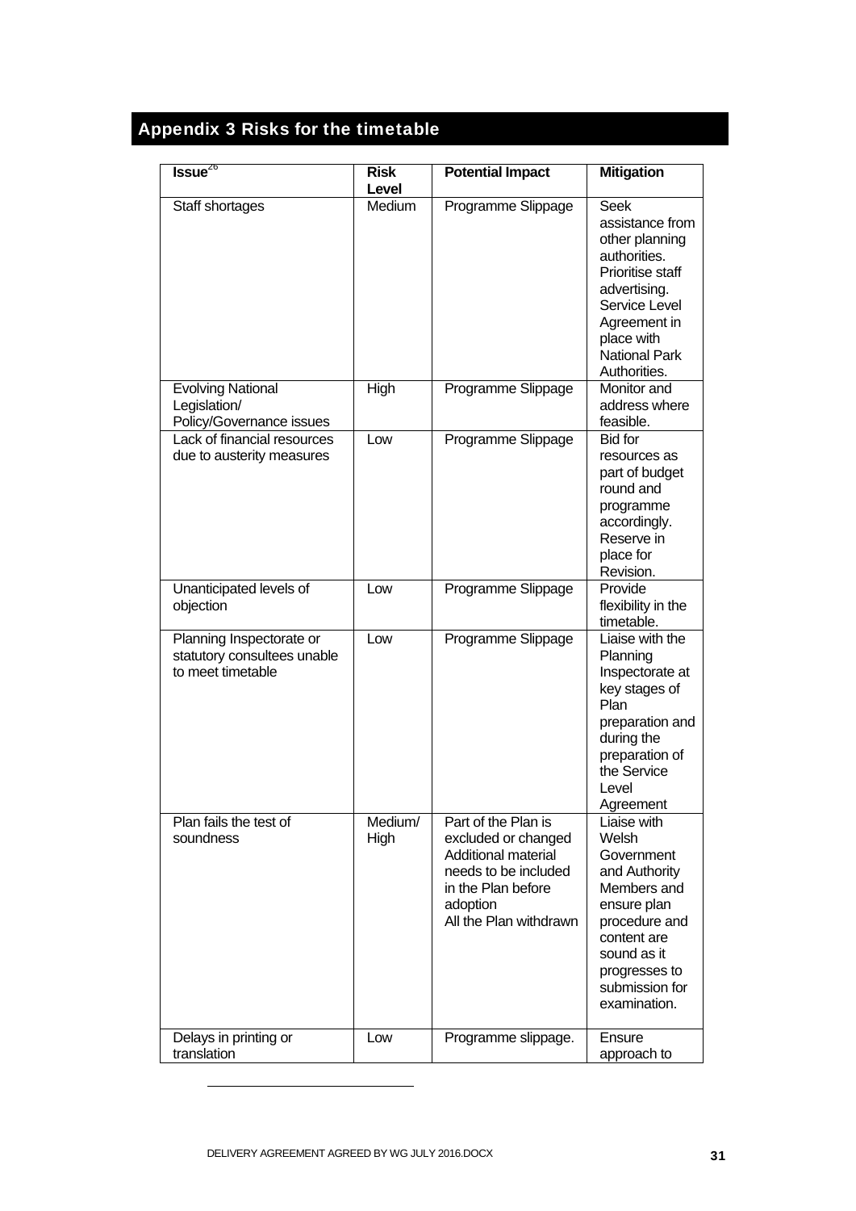## Appendix 3 Risks for the timetable

| Issue[26] | Risk Level | Potential Impact | Mitigation |
|---|---|---|---|
| Staff shortages | Medium | Programme Slippage | Seek assistance from other planning authorities. Prioritise staff advertising. Service Level Agreement in place with National Park Authorities. |
| Evolving National Legislation/ Policy/Governance issues | High | Programme Slippage | Monitor and address where feasible. |
| Lack of financial resources due to austerity measures | Low | Programme Slippage | Bid for resources as part of budget round and programme accordingly. Reserve in place for Revision. |
| Unanticipated levels of objection | Low | Programme Slippage | Provide flexibility in the timetable. |
| Planning Inspectorate or statutory consultees unable to meet timetable | Low | Programme Slippage | Liaise with the Planning Inspectorate at key stages of Plan preparation and during the preparation of the Service Level Agreement |
| Plan fails the test of soundness | Medium/ High | Part of the Plan is excluded or changed<br>Additional material needs to be included in the Plan before adoption<br>All the Plan withdrawn | Liaise with Welsh Government and Authority Members and ensure plan procedure and content are sound as it progresses to submission for examination. |
| Delays in printing or translation | Low | Programme slippage. | Ensure approach to |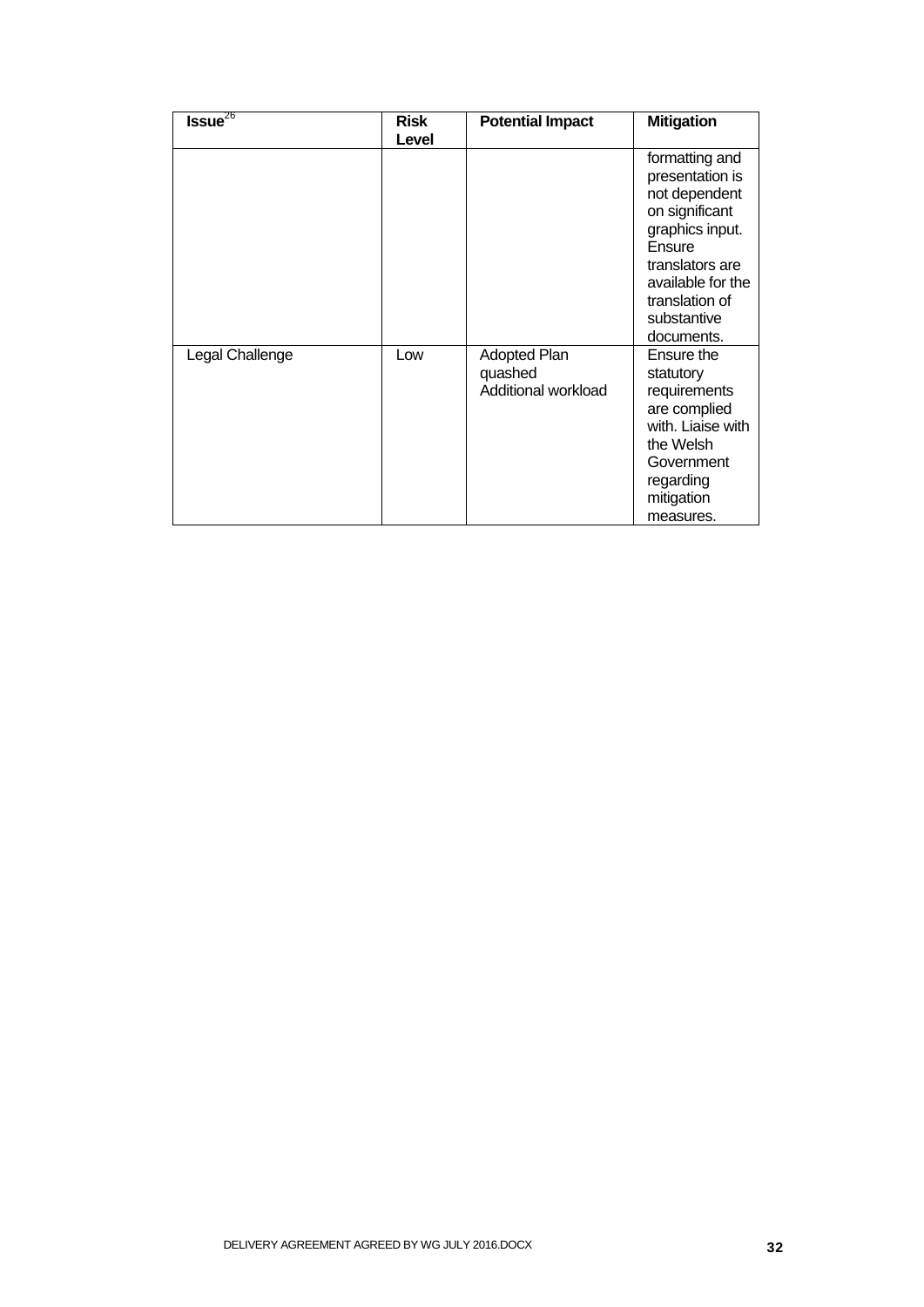| Issue[26] | Risk Level | Potential Impact | Mitigation |
|---|---|---|---|
| | | | formatting and presentation is not dependent on significant graphics input. Ensure translators are available for the translation of substantive documents. |
| Legal Challenge | Low | Adopted Plan quashed<br>Additional workload | Ensure the statutory requirements are complied with. Liaise with the Welsh Government regarding mitigation measures. |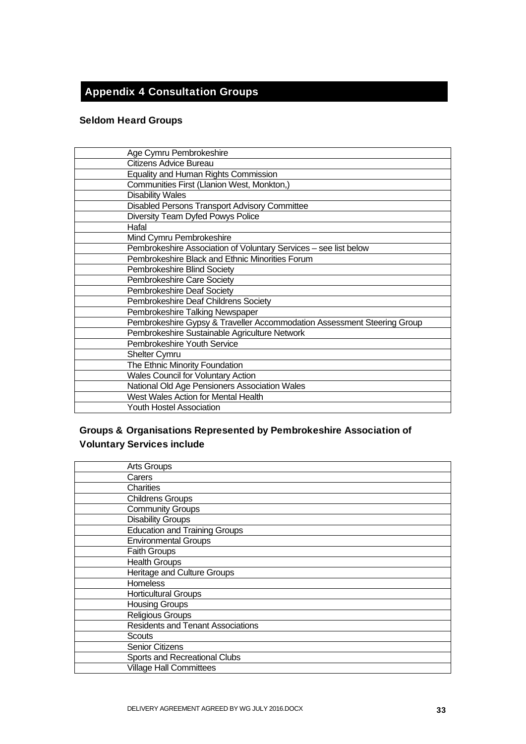## Appendix 4 Consultation Groups

### Seldom Heard Groups

| |
|---|
| Age Cymru Pembrokeshire |
| Citizens Advice Bureau |
| Equality and Human Rights Commission |
| Communities First (Llanion West, Monkton,) |
| Disability Wales |
| Disabled Persons Transport Advisory Committee |
| Diversity Team Dyfed Powys Police |
| Hafal |
| Mind Cymru Pembrokeshire |
| Pembrokeshire Association of Voluntary Services – see list below |
| Pembrokeshire Black and Ethnic Minorities Forum |
| Pembrokeshire Blind Society |
| Pembrokeshire Care Society |
| Pembrokeshire Deaf Society |
| Pembrokeshire Deaf Childrens Society |
| Pembrokeshire Talking Newspaper |
| Pembrokeshire Gypsy & Traveller Accommodation Assessment Steering Group |
| Pembrokeshire Sustainable Agriculture Network |
| Pembrokeshire Youth Service |
| Shelter Cymru |
| The Ethnic Minority Foundation |
| Wales Council for Voluntary Action |
| National Old Age Pensioners Association Wales |
| West Wales Action for Mental Health |
| Youth Hostel Association |

### Groups & Organisations Represented by Pembrokeshire Association of Voluntary Services include

| |
|---|
| Arts Groups |
| Carers |
| Charities |
| Childrens Groups |
| Community Groups |
| Disability Groups |
| Education and Training Groups |
| Environmental Groups |
| Faith Groups |
| Health Groups |
| Heritage and Culture Groups |
| Homeless |
| Horticultural Groups |
| Housing Groups |
| Religious Groups |
| Residents and Tenant Associations |
| Scouts |
| Senior Citizens |
| Sports and Recreational Clubs |
| Village Hall Committees |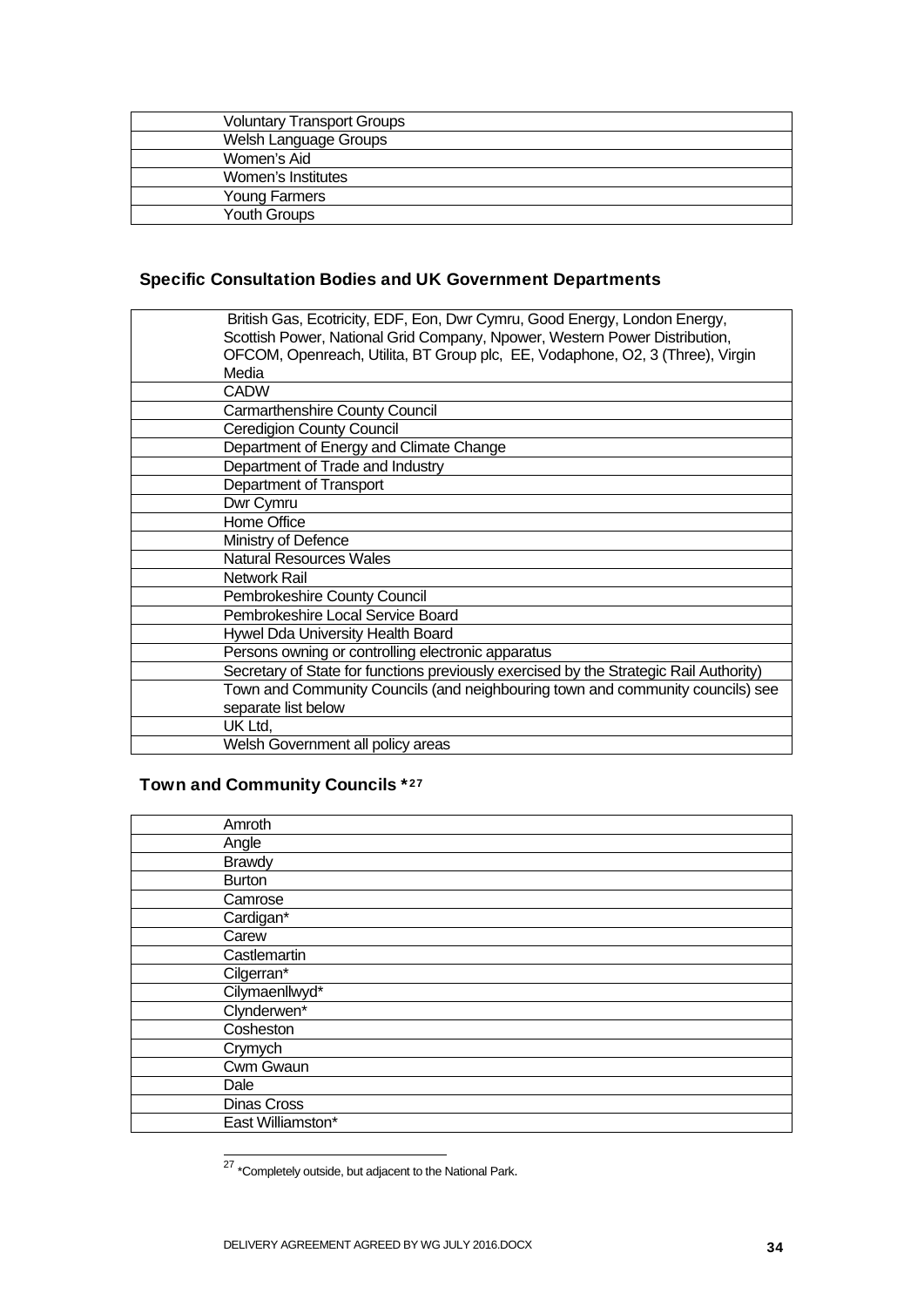| |
|---|
| Voluntary Transport Groups |
| Welsh Language Groups |
| Women's Aid |
| Women's Institutes |
| Young Farmers |
| Youth Groups |

### Specific Consultation Bodies and UK Government Departments

| |
|---|
| British Gas, Ecotricity, EDF, Eon, Dwr Cymru, Good Energy, London Energy, Scottish Power, National Grid Company, Npower, Western Power Distribution, OFCOM, Openreach, Utilita, BT Group plc, EE, Vodaphone, O2, 3 (Three), Virgin Media |
| CADW |
| Carmarthenshire County Council |
| Ceredigion County Council |
| Department of Energy and Climate Change |
| Department of Trade and Industry |
| Department of Transport |
| Dwr Cymru |
| Home Office |
| Ministry of Defence |
| Natural Resources Wales |
| Network Rail |
| Pembrokeshire County Council |
| Pembrokeshire Local Service Board |
| Hywel Dda University Health Board |
| Persons owning or controlling electronic apparatus |
| Secretary of State for functions previously exercised by the Strategic Rail Authority) |
| Town and Community Councils (and neighbouring town and community councils) see separate list below |
| UK Ltd, |
| Welsh Government all policy areas |

### Town and Community Councils *[27]

| |
|---|
| Amroth |
| Angle |
| Brawdy |
| Burton |
| Camrose |
| Cardigan* |
| Carew |
| Castlemartin |
| Cilgerran* |
| Cilymaenllwyd* |
| Clynderwen* |
| Cosheston |
| Crymych |
| Cwm Gwaun |
| Dale |
| Dinas Cross |
| East Williamston* |

[27] *Completely outside, but adjacent to the National Park.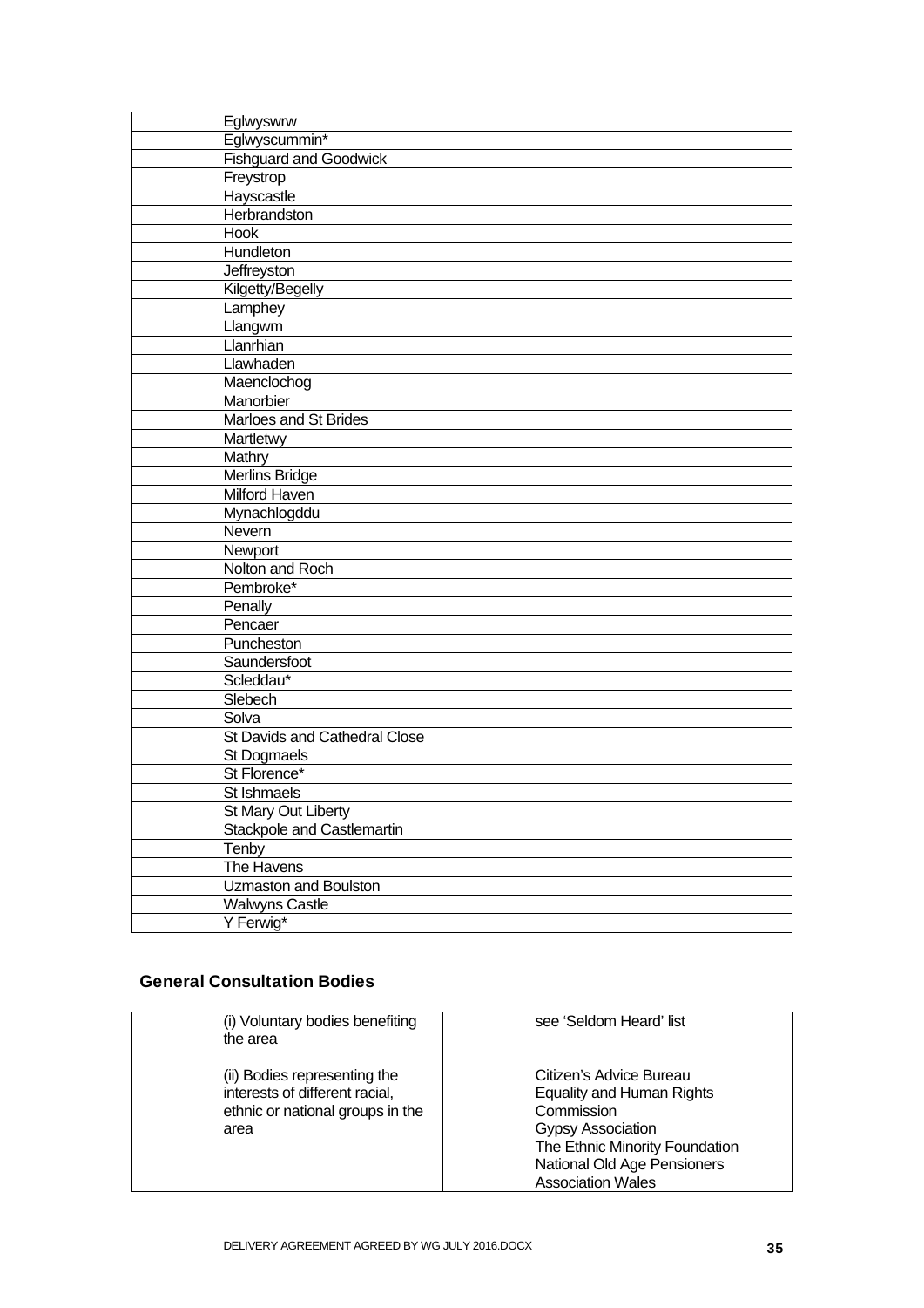| |
|---|
| Eglwyswrw |
| Eglwyscummin* |
| Fishguard and Goodwick |
| Freystrop |
| Hayscastle |
| Herbrandston |
| Hook |
| Hundleton |
| Jeffreyston |
| Kilgetty/Begelly |
| Lamphey |
| Llangwm |
| Llanrhian |
| Llawhaden |
| Maenclochog |
| Manorbier |
| Marloes and St Brides |
| Martletwy |
| Mathry |
| Merlins Bridge |
| Milford Haven |
| Mynachlogddu |
| Nevern |
| Newport |
| Nolton and Roch |
| Pembroke* |
| Penally |
| Pencaer |
| Puncheston |
| Saundersfoot |
| Scleddau* |
| Slebech |
| Solva |
| St Davids and Cathedral Close |
| St Dogmaels |
| St Florence* |
| St Ishmaels |
| St Mary Out Liberty |
| Stackpole and Castlemartin |
| Tenby |
| The Havens |
| Uzmaston and Boulston |
| Walwyns Castle |
| Y Ferwig* |

## General Consultation Bodies

| | |
|---|---|
| (i) Voluntary bodies benefiting the area | see 'Seldom Heard' list |
| (ii) Bodies representing the interests of different racial, ethnic or national groups in the area | Citizen's Advice Bureau<br>Equality and Human Rights Commission<br>Gypsy Association<br>The Ethnic Minority Foundation<br>National Old Age Pensioners Association Wales |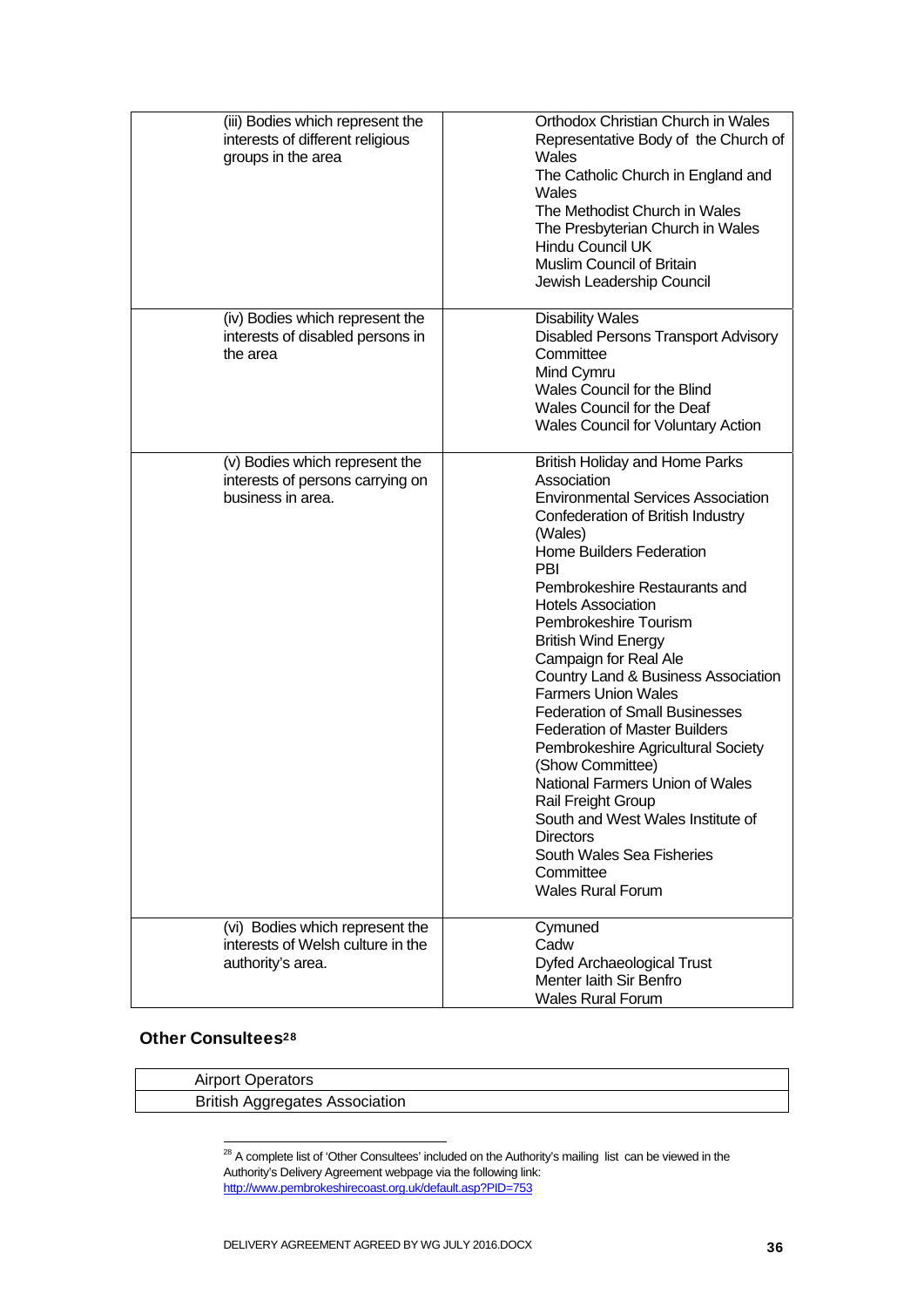| | |
|---|---|
| (iii) Bodies which represent the interests of different religious groups in the area | Orthodox Christian Church in Wales<br>Representative Body of the Church of Wales<br>The Catholic Church in England and Wales<br>The Methodist Church in Wales<br>The Presbyterian Church in Wales<br>Hindu Council UK<br>Muslim Council of Britain<br>Jewish Leadership Council |
| (iv) Bodies which represent the interests of disabled persons in the area | Disability Wales<br>Disabled Persons Transport Advisory Committee<br>Mind Cymru<br>Wales Council for the Blind<br>Wales Council for the Deaf<br>Wales Council for Voluntary Action |
| (v) Bodies which represent the interests of persons carrying on business in area. | British Holiday and Home Parks Association<br>Environmental Services Association<br>Confederation of British Industry (Wales)<br>Home Builders Federation<br>PBI<br>Pembrokeshire Restaurants and Hotels Association<br>Pembrokeshire Tourism<br>British Wind Energy<br>Campaign for Real Ale<br>Country Land & Business Association<br>Farmers Union Wales<br>Federation of Small Businesses<br>Federation of Master Builders<br>Pembrokeshire Agricultural Society (Show Committee)<br>National Farmers Union of Wales<br>Rail Freight Group<br>South and West Wales Institute of Directors<br>South Wales Sea Fisheries Committee<br>Wales Rural Forum |
| (vi) Bodies which represent the interests of Welsh culture in the authority's area. | Cymuned<br>Cadw<br>Dyfed Archaeological Trust<br>Menter Iaith Sir Benfro<br>Wales Rural Forum |

**Other Consultees[28]**

| |
|---|
| Airport Operators |
| British Aggregates Association |

[28] A complete list of 'Other Consultees' included on the Authority's mailing list can be viewed in the Authority's Delivery Agreement webpage via the following link: http://www.pembrokeshirecoast.org.uk/default.asp?PID=753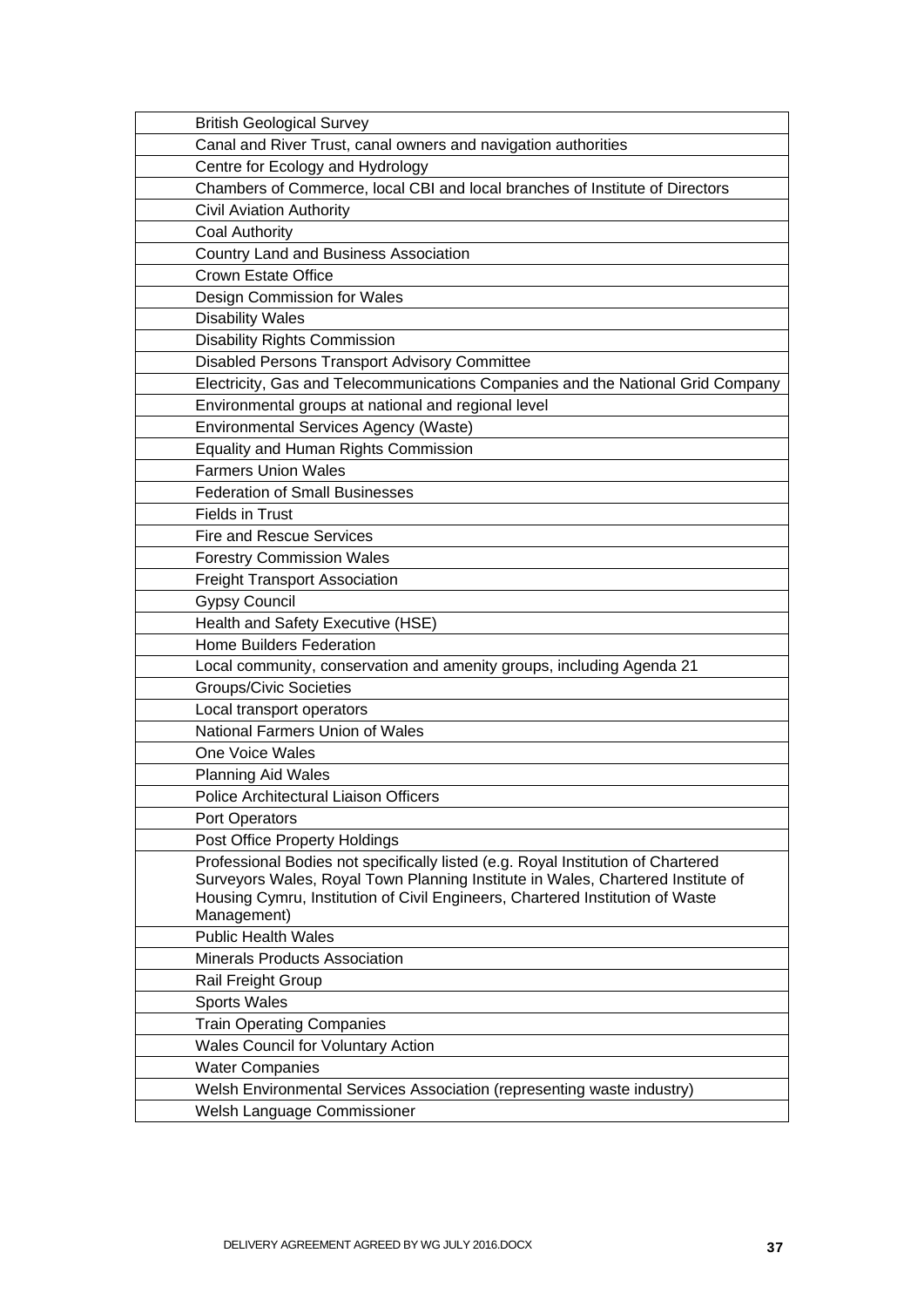| | |
|---|---|
| | British Geological Survey |
| | Canal and River Trust, canal owners and navigation authorities |
| | Centre for Ecology and Hydrology |
| | Chambers of Commerce, local CBI and local branches of Institute of Directors |
| | Civil Aviation Authority |
| | Coal Authority |
| | Country Land and Business Association |
| | Crown Estate Office |
| | Design Commission for Wales |
| | Disability Wales |
| | Disability Rights Commission |
| | Disabled Persons Transport Advisory Committee |
| | Electricity, Gas and Telecommunications Companies and the National Grid Company |
| | Environmental groups at national and regional level |
| | Environmental Services Agency (Waste) |
| | Equality and Human Rights Commission |
| | Farmers Union Wales |
| | Federation of Small Businesses |
| | Fields in Trust |
| | Fire and Rescue Services |
| | Forestry Commission Wales |
| | Freight Transport Association |
| | Gypsy Council |
| | Health and Safety Executive (HSE) |
| | Home Builders Federation |
| | Local community, conservation and amenity groups, including Agenda 21 |
| | Groups/Civic Societies |
| | Local transport operators |
| | National Farmers Union of Wales |
| | One Voice Wales |
| | Planning Aid Wales |
| | Police Architectural Liaison Officers |
| | Port Operators |
| | Post Office Property Holdings |
| | Professional Bodies not specifically listed (e.g. Royal Institution of Chartered Surveyors Wales, Royal Town Planning Institute in Wales, Chartered Institute of Housing Cymru, Institution of Civil Engineers, Chartered Institution of Waste Management) |
| | Public Health Wales |
| | Minerals Products Association |
| | Rail Freight Group |
| | Sports Wales |
| | Train Operating Companies |
| | Wales Council for Voluntary Action |
| | Water Companies |
| | Welsh Environmental Services Association (representing waste industry) |
| | Welsh Language Commissioner |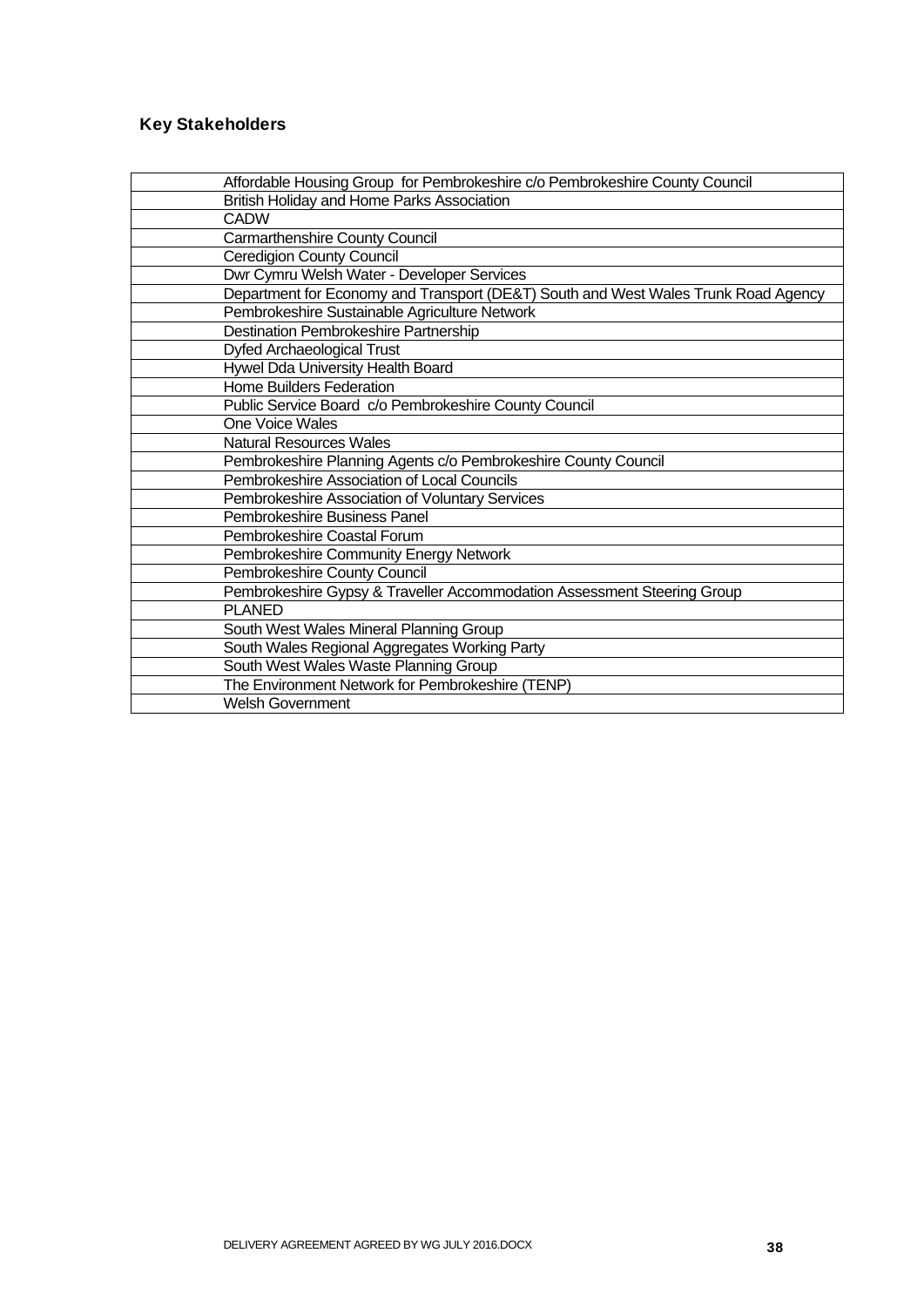## Key Stakeholders

| |
|---|
| Affordable Housing Group for Pembrokeshire c/o Pembrokeshire County Council |
| British Holiday and Home Parks Association |
| CADW |
| Carmarthenshire County Council |
| Ceredigion County Council |
| Dwr Cymru Welsh Water - Developer Services |
| Department for Economy and Transport (DE&T) South and West Wales Trunk Road Agency |
| Pembrokeshire Sustainable Agriculture Network |
| Destination Pembrokeshire Partnership |
| Dyfed Archaeological Trust |
| Hywel Dda University Health Board |
| Home Builders Federation |
| Public Service Board c/o Pembrokeshire County Council |
| One Voice Wales |
| Natural Resources Wales |
| Pembrokeshire Planning Agents c/o Pembrokeshire County Council |
| Pembrokeshire Association of Local Councils |
| Pembrokeshire Association of Voluntary Services |
| Pembrokeshire Business Panel |
| Pembrokeshire Coastal Forum |
| Pembrokeshire Community Energy Network |
| Pembrokeshire County Council |
| Pembrokeshire Gypsy & Traveller Accommodation Assessment Steering Group |
| PLANED |
| South West Wales Mineral Planning Group |
| South Wales Regional Aggregates Working Party |
| South West Wales Waste Planning Group |
| The Environment Network for Pembrokeshire (TENP) |
| Welsh Government |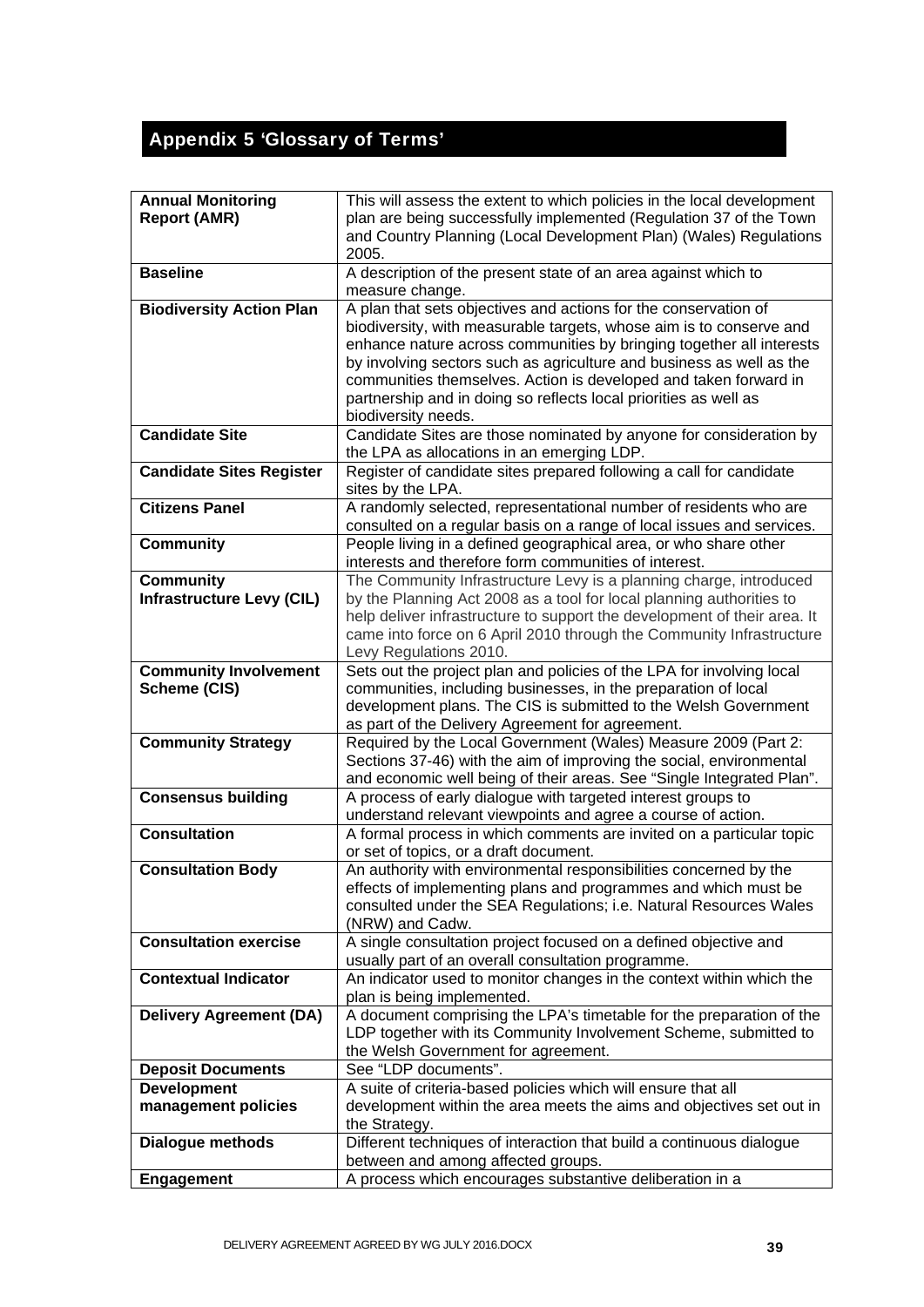## Appendix 5 'Glossary of Terms'

| | |
|---|---|
| **Annual Monitoring Report (AMR)** | This will assess the extent to which policies in the local development plan are being successfully implemented (Regulation 37 of the Town and Country Planning (Local Development Plan) (Wales) Regulations 2005. |
| **Baseline** | A description of the present state of an area against which to measure change. |
| **Biodiversity Action Plan** | A plan that sets objectives and actions for the conservation of biodiversity, with measurable targets, whose aim is to conserve and enhance nature across communities by bringing together all interests by involving sectors such as agriculture and business as well as the communities themselves. Action is developed and taken forward in partnership and in doing so reflects local priorities as well as biodiversity needs. |
| **Candidate Site** | Candidate Sites are those nominated by anyone for consideration by the LPA as allocations in an emerging LDP. |
| **Candidate Sites Register** | Register of candidate sites prepared following a call for candidate sites by the LPA. |
| **Citizens Panel** | A randomly selected, representational number of residents who are consulted on a regular basis on a range of local issues and services. |
| **Community** | People living in a defined geographical area, or who share other interests and therefore form communities of interest. |
| **Community Infrastructure Levy (CIL)** | The Community Infrastructure Levy is a planning charge, introduced by the Planning Act 2008 as a tool for local planning authorities to help deliver infrastructure to support the development of their area. It came into force on 6 April 2010 through the Community Infrastructure Levy Regulations 2010. |
| **Community Involvement Scheme (CIS)** | Sets out the project plan and policies of the LPA for involving local communities, including businesses, in the preparation of local development plans. The CIS is submitted to the Welsh Government as part of the Delivery Agreement for agreement. |
| **Community Strategy** | Required by the Local Government (Wales) Measure 2009 (Part 2: Sections 37-46) with the aim of improving the social, environmental and economic well being of their areas. See "Single Integrated Plan". |
| **Consensus building** | A process of early dialogue with targeted interest groups to understand relevant viewpoints and agree a course of action. |
| **Consultation** | A formal process in which comments are invited on a particular topic or set of topics, or a draft document. |
| **Consultation Body** | An authority with environmental responsibilities concerned by the effects of implementing plans and programmes and which must be consulted under the SEA Regulations; i.e. Natural Resources Wales (NRW) and Cadw. |
| **Consultation exercise** | A single consultation project focused on a defined objective and usually part of an overall consultation programme. |
| **Contextual Indicator** | An indicator used to monitor changes in the context within which the plan is being implemented. |
| **Delivery Agreement (DA)** | A document comprising the LPA's timetable for the preparation of the LDP together with its Community Involvement Scheme, submitted to the Welsh Government for agreement. |
| **Deposit Documents** | See "LDP documents". |
| **Development management policies** | A suite of criteria-based policies which will ensure that all development within the area meets the aims and objectives set out in the Strategy. |
| **Dialogue methods** | Different techniques of interaction that build a continuous dialogue between and among affected groups. |
| **Engagement** | A process which encourages substantive deliberation in a |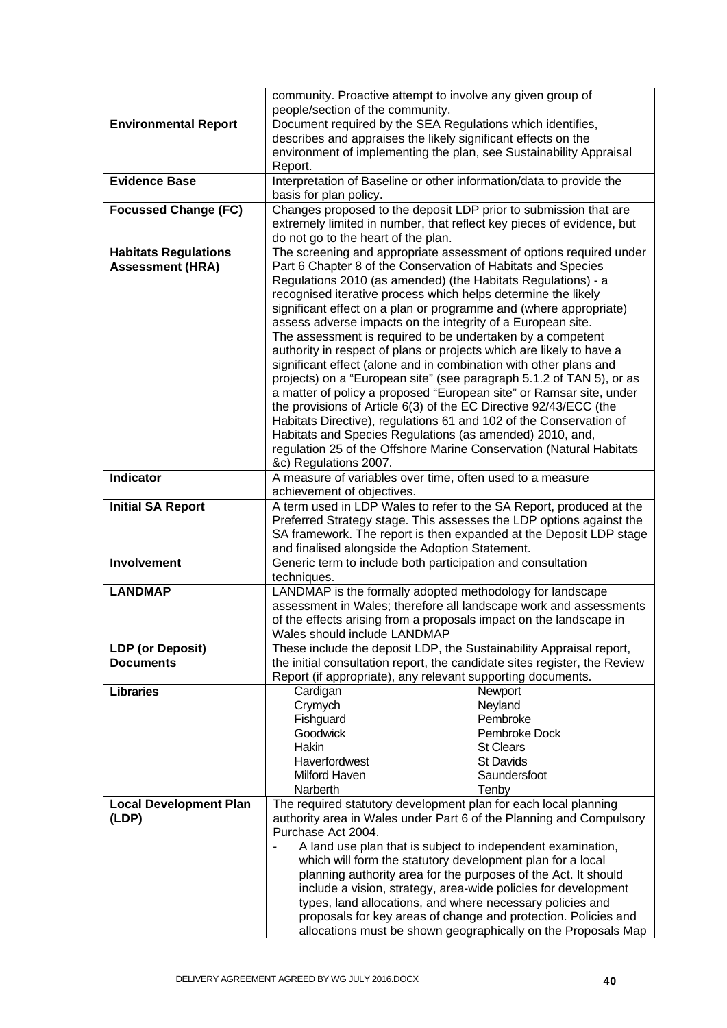| | |
|---|---|
| | community. Proactive attempt to involve any given group of people/section of the community. |
| **Environmental Report** | Document required by the SEA Regulations which identifies, describes and appraises the likely significant effects on the environment of implementing the plan, see Sustainability Appraisal Report. |
| **Evidence Base** | Interpretation of Baseline or other information/data to provide the basis for plan policy. |
| **Focussed Change (FC)** | Changes proposed to the deposit LDP prior to submission that are extremely limited in number, that reflect key pieces of evidence, but do not go to the heart of the plan. |
| **Habitats Regulations Assessment (HRA)** | The screening and appropriate assessment of options required under Part 6 Chapter 8 of the Conservation of Habitats and Species Regulations 2010 (as amended) (the Habitats Regulations) - a recognised iterative process which helps determine the likely significant effect on a plan or programme and (where appropriate) assess adverse impacts on the integrity of a European site. The assessment is required to be undertaken by a competent authority in respect of plans or projects which are likely to have a significant effect (alone and in combination with other plans and projects) on a "European site" (see paragraph 5.1.2 of TAN 5), or as a matter of policy a proposed "European site" or Ramsar site, under the provisions of Article 6(3) of the EC Directive 92/43/ECC (the Habitats Directive), regulations 61 and 102 of the Conservation of Habitats and Species Regulations (as amended) 2010, and, regulation 25 of the Offshore Marine Conservation (Natural Habitats &c) Regulations 2007. |
| **Indicator** | A measure of variables over time, often used to a measure achievement of objectives. |
| **Initial SA Report** | A term used in LDP Wales to refer to the SA Report, produced at the Preferred Strategy stage. This assesses the LDP options against the SA framework. The report is then expanded at the Deposit LDP stage and finalised alongside the Adoption Statement. |
| **Involvement** | Generic term to include both participation and consultation techniques. |
| **LANDMAP** | LANDMAP is the formally adopted methodology for landscape assessment in Wales; therefore all landscape work and assessments of the effects arising from a proposals impact on the landscape in Wales should include LANDMAP |
| **LDP (or Deposit) Documents** | These include the deposit LDP, the Sustainability Appraisal report, the initial consultation report, the candidate sites register, the Review Report (if appropriate), any relevant supporting documents. |
| **Libraries** | Cardigan, Crymych, Fishguard, Goodwick, Hakin, Haverfordwest, Milford Haven, Narberth, Newport, Neyland, Pembroke, Pembroke Dock, St Clears, St Davids, Saundersfoot, Tenby |
| **Local Development Plan (LDP)** | The required statutory development plan for each local planning authority area in Wales under Part 6 of the Planning and Compulsory Purchase Act 2004.<br>- A land use plan that is subject to independent examination, which will form the statutory development plan for a local planning authority area for the purposes of the Act. It should include a vision, strategy, area-wide policies for development types, land allocations, and where necessary policies and proposals for key areas of change and protection. Policies and allocations must be shown geographically on the Proposals Map |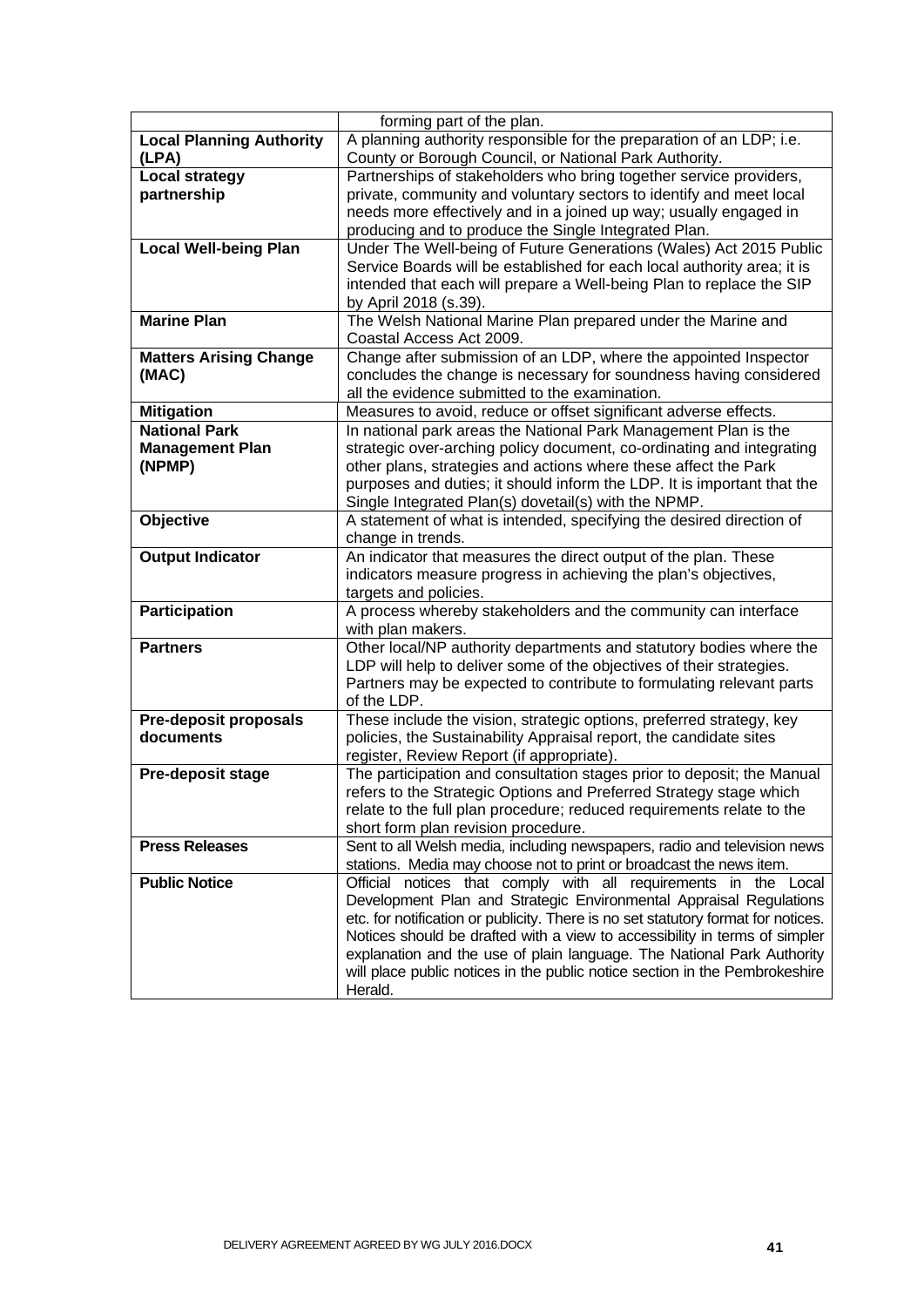| | |
|---|---|
| | forming part of the plan. |
| **Local Planning Authority (LPA)** | A planning authority responsible for the preparation of an LDP; i.e. County or Borough Council, or National Park Authority. |
| **Local strategy partnership** | Partnerships of stakeholders who bring together service providers, private, community and voluntary sectors to identify and meet local needs more effectively and in a joined up way; usually engaged in producing and to produce the Single Integrated Plan. |
| **Local Well-being Plan** | Under The Well-being of Future Generations (Wales) Act 2015 Public Service Boards will be established for each local authority area; it is intended that each will prepare a Well-being Plan to replace the SIP by April 2018 (s.39). |
| **Marine Plan** | The Welsh National Marine Plan prepared under the Marine and Coastal Access Act 2009. |
| **Matters Arising Change (MAC)** | Change after submission of an LDP, where the appointed Inspector concludes the change is necessary for soundness having considered all the evidence submitted to the examination. |
| **Mitigation** | Measures to avoid, reduce or offset significant adverse effects. |
| **National Park Management Plan (NPMP)** | In national park areas the National Park Management Plan is the strategic over-arching policy document, co-ordinating and integrating other plans, strategies and actions where these affect the Park purposes and duties; it should inform the LDP. It is important that the Single Integrated Plan(s) dovetail(s) with the NPMP. |
| **Objective** | A statement of what is intended, specifying the desired direction of change in trends. |
| **Output Indicator** | An indicator that measures the direct output of the plan. These indicators measure progress in achieving the plan's objectives, targets and policies. |
| **Participation** | A process whereby stakeholders and the community can interface with plan makers. |
| **Partners** | Other local/NP authority departments and statutory bodies where the LDP will help to deliver some of the objectives of their strategies. Partners may be expected to contribute to formulating relevant parts of the LDP. |
| **Pre-deposit proposals documents** | These include the vision, strategic options, preferred strategy, key policies, the Sustainability Appraisal report, the candidate sites register, Review Report (if appropriate). |
| **Pre-deposit stage** | The participation and consultation stages prior to deposit; the Manual refers to the Strategic Options and Preferred Strategy stage which relate to the full plan procedure; reduced requirements relate to the short form plan revision procedure. |
| **Press Releases** | Sent to all Welsh media, including newspapers, radio and television news stations. Media may choose not to print or broadcast the news item. |
| **Public Notice** | Official notices that comply with all requirements in the Local Development Plan and Strategic Environmental Appraisal Regulations etc. for notification or publicity. There is no set statutory format for notices. Notices should be drafted with a view to accessibility in terms of simpler explanation and the use of plain language. The National Park Authority will place public notices in the public notice section in the Pembrokeshire Herald. |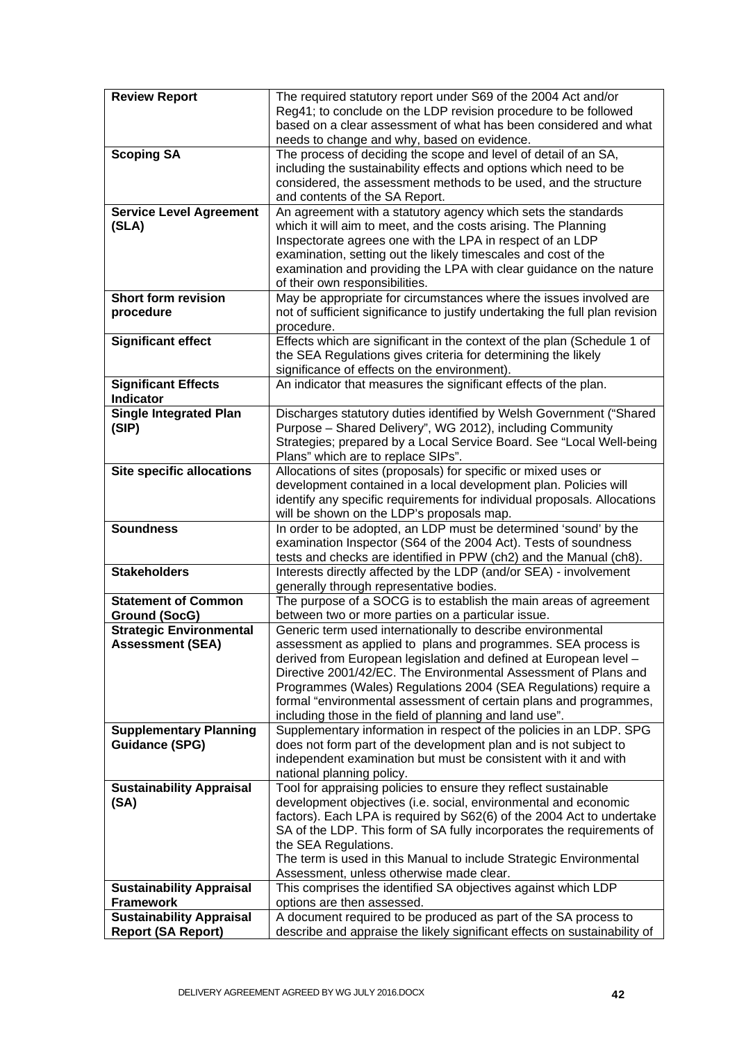| | |
|---|---|
| **Review Report** | The required statutory report under S69 of the 2004 Act and/or Reg41; to conclude on the LDP revision procedure to be followed based on a clear assessment of what has been considered and what needs to change and why, based on evidence. |
| **Scoping SA** | The process of deciding the scope and level of detail of an SA, including the sustainability effects and options which need to be considered, the assessment methods to be used, and the structure and contents of the SA Report. |
| **Service Level Agreement (SLA)** | An agreement with a statutory agency which sets the standards which it will aim to meet, and the costs arising. The Planning Inspectorate agrees one with the LPA in respect of an LDP examination, setting out the likely timescales and cost of the examination and providing the LPA with clear guidance on the nature of their own responsibilities. |
| **Short form revision procedure** | May be appropriate for circumstances where the issues involved are not of sufficient significance to justify undertaking the full plan revision procedure. |
| **Significant effect** | Effects which are significant in the context of the plan (Schedule 1 of the SEA Regulations gives criteria for determining the likely significance of effects on the environment). |
| **Significant Effects Indicator** | An indicator that measures the significant effects of the plan. |
| **Single Integrated Plan (SIP)** | Discharges statutory duties identified by Welsh Government ("Shared Purpose – Shared Delivery", WG 2012), including Community Strategies; prepared by a Local Service Board. See "Local Well-being Plans" which are to replace SIPs". |
| **Site specific allocations** | Allocations of sites (proposals) for specific or mixed uses or development contained in a local development plan. Policies will identify any specific requirements for individual proposals. Allocations will be shown on the LDP's proposals map. |
| **Soundness** | In order to be adopted, an LDP must be determined 'sound' by the examination Inspector (S64 of the 2004 Act). Tests of soundness tests and checks are identified in PPW (ch2) and the Manual (ch8). |
| **Stakeholders** | Interests directly affected by the LDP (and/or SEA) - involvement generally through representative bodies. |
| **Statement of Common Ground (SocG)** | The purpose of a SOCG is to establish the main areas of agreement between two or more parties on a particular issue. |
| **Strategic Environmental Assessment (SEA)** | Generic term used internationally to describe environmental assessment as applied to plans and programmes. SEA process is derived from European legislation and defined at European level – Directive 2001/42/EC. The Environmental Assessment of Plans and Programmes (Wales) Regulations 2004 (SEA Regulations) require a formal "environmental assessment of certain plans and programmes, including those in the field of planning and land use". |
| **Supplementary Planning Guidance (SPG)** | Supplementary information in respect of the policies in an LDP. SPG does not form part of the development plan and is not subject to independent examination but must be consistent with it and with national planning policy. |
| **Sustainability Appraisal (SA)** | Tool for appraising policies to ensure they reflect sustainable development objectives (i.e. social, environmental and economic factors). Each LPA is required by S62(6) of the 2004 Act to undertake SA of the LDP. This form of SA fully incorporates the requirements of the SEA Regulations.<br>The term is used in this Manual to include Strategic Environmental Assessment, unless otherwise made clear. |
| **Sustainability Appraisal Framework** | This comprises the identified SA objectives against which LDP options are then assessed. |
| **Sustainability Appraisal Report (SA Report)** | A document required to be produced as part of the SA process to describe and appraise the likely significant effects on sustainability of |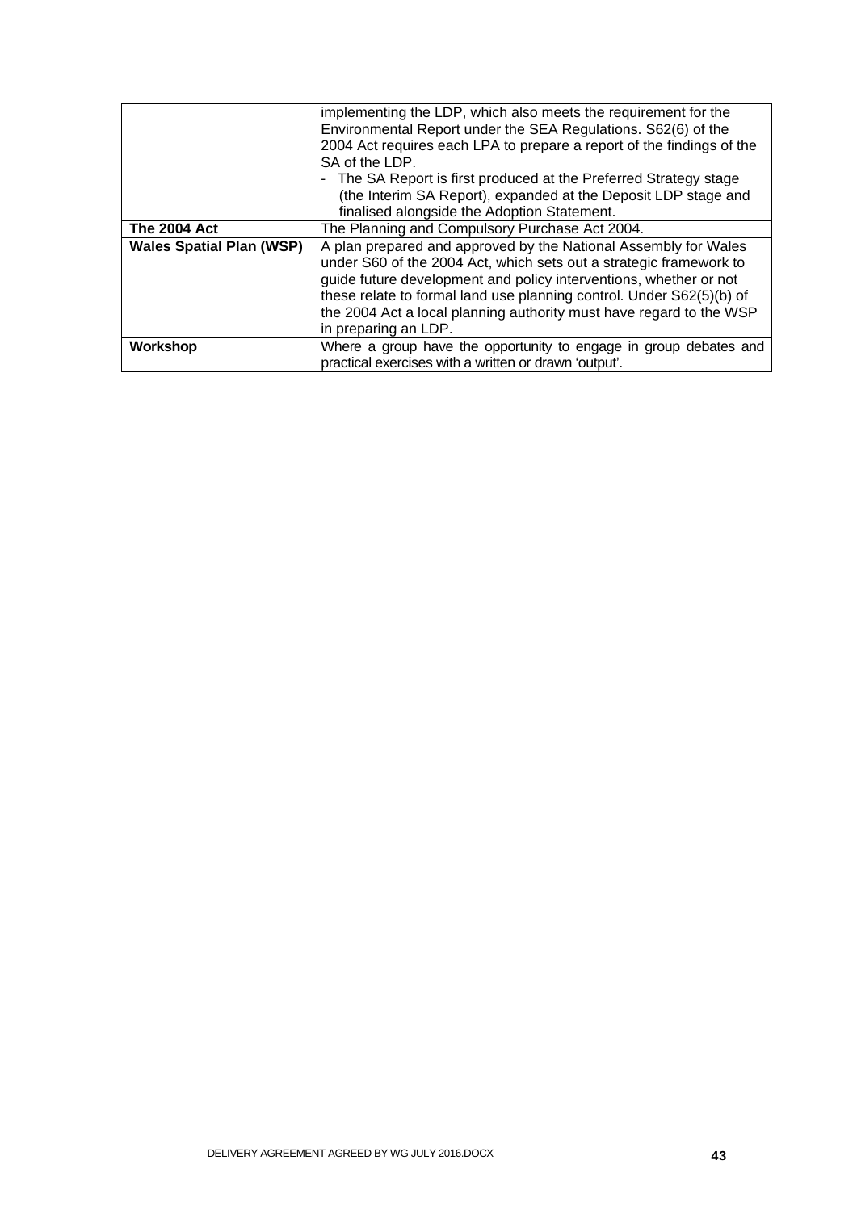| | |
|---|---|
| | implementing the LDP, which also meets the requirement for the Environmental Report under the SEA Regulations. S62(6) of the 2004 Act requires each LPA to prepare a report of the findings of the SA of the LDP.<br>- The SA Report is first produced at the Preferred Strategy stage (the Interim SA Report), expanded at the Deposit LDP stage and finalised alongside the Adoption Statement. |
| **The 2004 Act** | The Planning and Compulsory Purchase Act 2004. |
| **Wales Spatial Plan (WSP)** | A plan prepared and approved by the National Assembly for Wales under S60 of the 2004 Act, which sets out a strategic framework to guide future development and policy interventions, whether or not these relate to formal land use planning control. Under S62(5)(b) of the 2004 Act a local planning authority must have regard to the WSP in preparing an LDP. |
| **Workshop** | Where a group have the opportunity to engage in group debates and practical exercises with a written or drawn 'output'. |